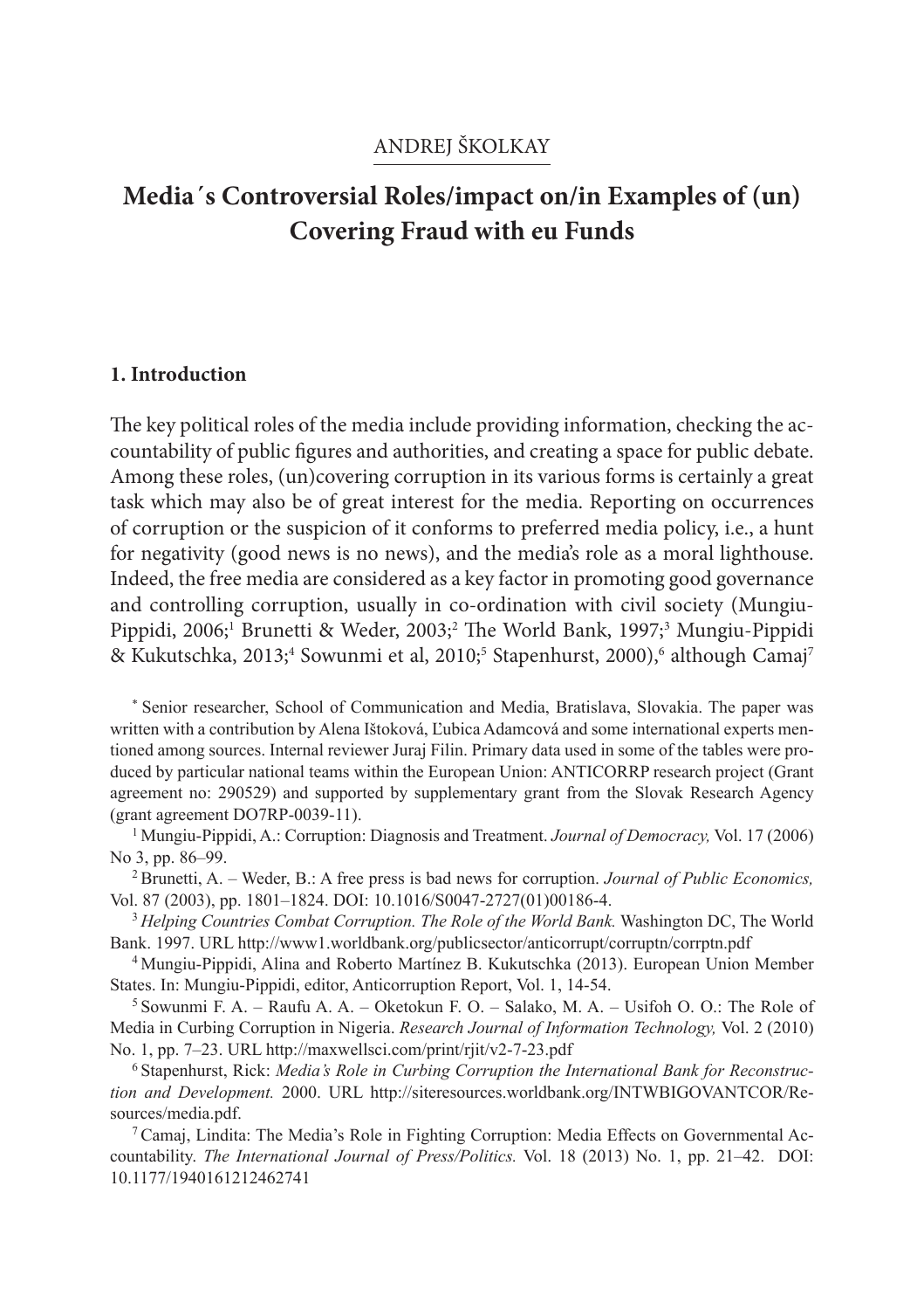ANDREJ ŠKOLKAY

# Media´s Controversial Roles/impact on/in Examples of (un) Covering Fraud with eu Funds

## 1. Introduction

The key political roles of the media include providing information, checking the accountability of public figures and authorities, and creating a space for public debate. Among these roles, (un)covering corruption in its various forms is certainly a great task which may also be of great interest for the media. Reporting on occurrences of corruption or the suspicion of it conforms to preferred media policy, i.e., a hunt for negativity (good news is no news), and the media's role as a moral lighthouse. Indeed, the free media are considered as a key factor in promoting good governance and controlling corruption, usually in co-ordination with civil society (Mungiu-Pippidi, 2006;[1] Brunetti & Weder, 2003;[2] The World Bank, 1997;[3] Mungiu-Pippidi & Kukutschka, 2013;[4] Sowunmi et al, 2010;[5] Stapenhurst, 2000),[6] although Camaj[7]

[*] Senior researcher, School of Communication and Media, Bratislava, Slovakia. The paper was written with a contribution by Alena Ištoková, Ľubica Adamcová and some international experts mentioned among sources. Internal reviewer Juraj Filin. Primary data used in some of the tables were produced by particular national teams within the European Union: ANTICORRP research project (Grant agreement no: 290529) and supported by supplementary grant from the Slovak Research Agency (grant agreement DO7RP-0039-11).

[1] Mungiu-Pippidi, A.: Corruption: Diagnosis and Treatment. *Journal of Democracy,* Vol. 17 (2006) No 3, pp. 86–99.

[2] Brunetti, A. – Weder, B.: A free press is bad news for corruption. *Journal of Public Economics,* Vol. 87 (2003), pp. 1801–1824. DOI: 10.1016/S0047-2727(01)00186-4.

[3] *Helping Countries Combat Corruption. The Role of the World Bank.* Washington DC, The World Bank. 1997. URL http://www1.worldbank.org/publicsector/anticorrupt/corruptn/corrptn.pdf

[4] Mungiu-Pippidi, Alina and Roberto Martínez B. Kukutschka (2013). European Union Member States. In: Mungiu-Pippidi, editor, Anticorruption Report, Vol. 1, 14-54.

[5] Sowunmi F. A. – Raufu A. A. – Oketokun F. O. – Salako, M. A. – Usifoh O. O.: The Role of Media in Curbing Corruption in Nigeria. *Research Journal of Information Technology,* Vol. 2 (2010) No. 1, pp. 7–23. URL http://maxwellsci.com/print/rjit/v2-7-23.pdf

[6] Stapenhurst, Rick: *Media's Role in Curbing Corruption the International Bank for Reconstruction and Development.* 2000. URL http://siteresources.worldbank.org/INTWBIGOVANTCOR/Resources/media.pdf.

[7] Camaj, Lindita: The Media's Role in Fighting Corruption: Media Effects on Governmental Accountability. *The International Journal of Press/Politics.* Vol. 18 (2013) No. 1, pp. 21–42. DOI: 10.1177/1940161212462741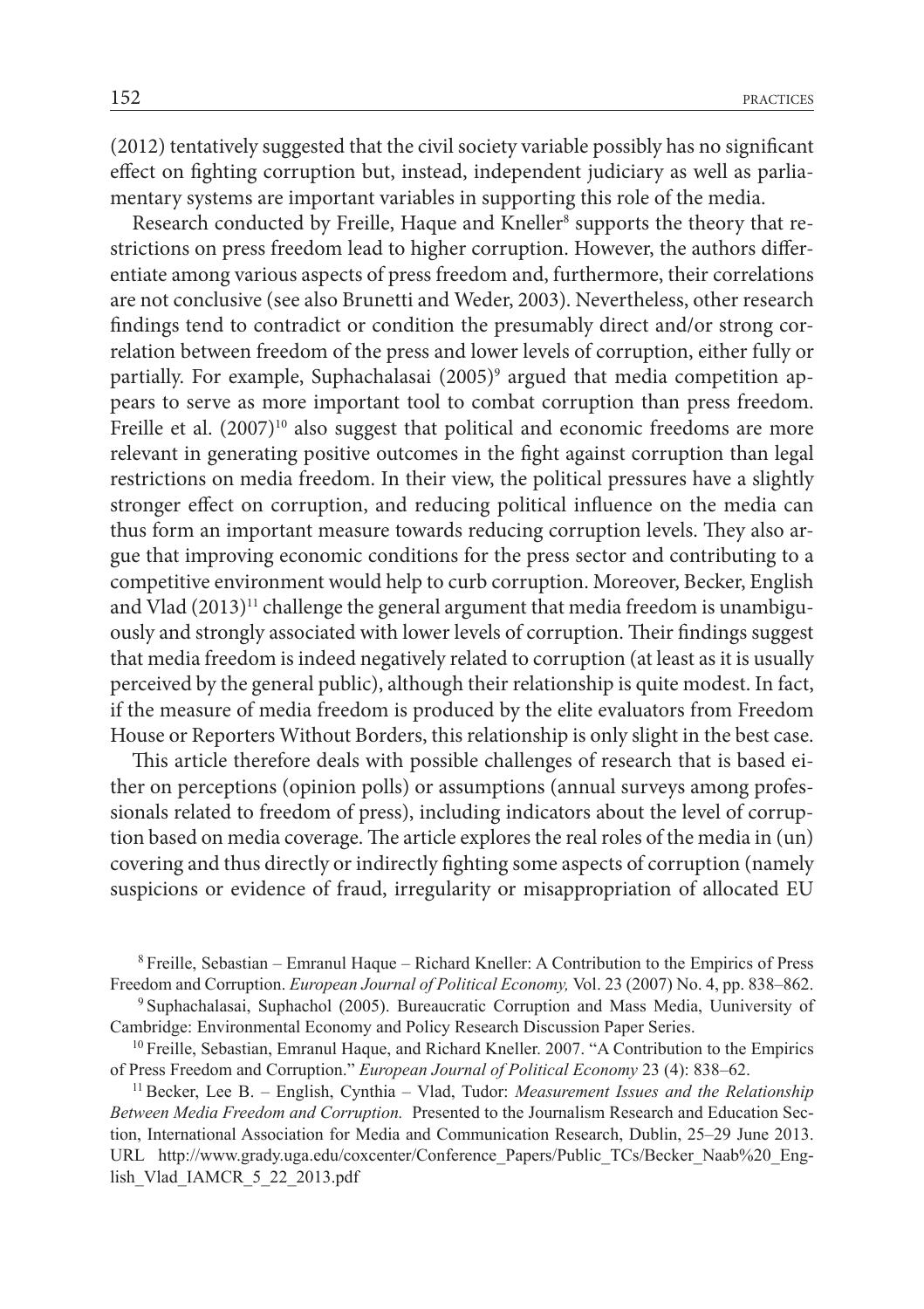(2012) tentatively suggested that the civil society variable possibly has no significant effect on fighting corruption but, instead, independent judiciary as well as parliamentary systems are important variables in supporting this role of the media.

Research conducted by Freille, Haque and Kneller[8] supports the theory that restrictions on press freedom lead to higher corruption. However, the authors differentiate among various aspects of press freedom and, furthermore, their correlations are not conclusive (see also Brunetti and Weder, 2003). Nevertheless, other research findings tend to contradict or condition the presumably direct and/or strong correlation between freedom of the press and lower levels of corruption, either fully or partially. For example, Suphachalasai (2005)[9] argued that media competition appears to serve as more important tool to combat corruption than press freedom. Freille et al. (2007)[10] also suggest that political and economic freedoms are more relevant in generating positive outcomes in the fight against corruption than legal restrictions on media freedom. In their view, the political pressures have a slightly stronger effect on corruption, and reducing political influence on the media can thus form an important measure towards reducing corruption levels. They also argue that improving economic conditions for the press sector and contributing to a competitive environment would help to curb corruption. Moreover, Becker, English and Vlad (2013)[11] challenge the general argument that media freedom is unambiguously and strongly associated with lower levels of corruption. Their findings suggest that media freedom is indeed negatively related to corruption (at least as it is usually perceived by the general public), although their relationship is quite modest. In fact, if the measure of media freedom is produced by the elite evaluators from Freedom House or Reporters Without Borders, this relationship is only slight in the best case.

This article therefore deals with possible challenges of research that is based either on perceptions (opinion polls) or assumptions (annual surveys among professionals related to freedom of press), including indicators about the level of corruption based on media coverage. The article explores the real roles of the media in (un) covering and thus directly or indirectly fighting some aspects of corruption (namely suspicions or evidence of fraud, irregularity or misappropriation of allocated EU

[8] Freille, Sebastian – Emranul Haque – Richard Kneller: A Contribution to the Empirics of Press Freedom and Corruption. *European Journal of Political Economy,* Vol. 23 (2007) No. 4, pp. 838–862.

[9] Suphachalasai, Suphachol (2005). Bureaucratic Corruption and Mass Media, Uuniversity of Cambridge: Environmental Economy and Policy Research Discussion Paper Series.

[10] Freille, Sebastian, Emranul Haque, and Richard Kneller. 2007. "A Contribution to the Empirics of Press Freedom and Corruption." *European Journal of Political Economy* 23 (4): 838–62.

[11] Becker, Lee B. – English, Cynthia – Vlad, Tudor: *Measurement Issues and the Relationship Between Media Freedom and Corruption.* Presented to the Journalism Research and Education Section, International Association for Media and Communication Research, Dublin, 25–29 June 2013. URL http://www.grady.uga.edu/coxcenter/Conference_Papers/Public_TCs/Becker_Naab%20_English_Vlad_IAMCR_5_22_2013.pdf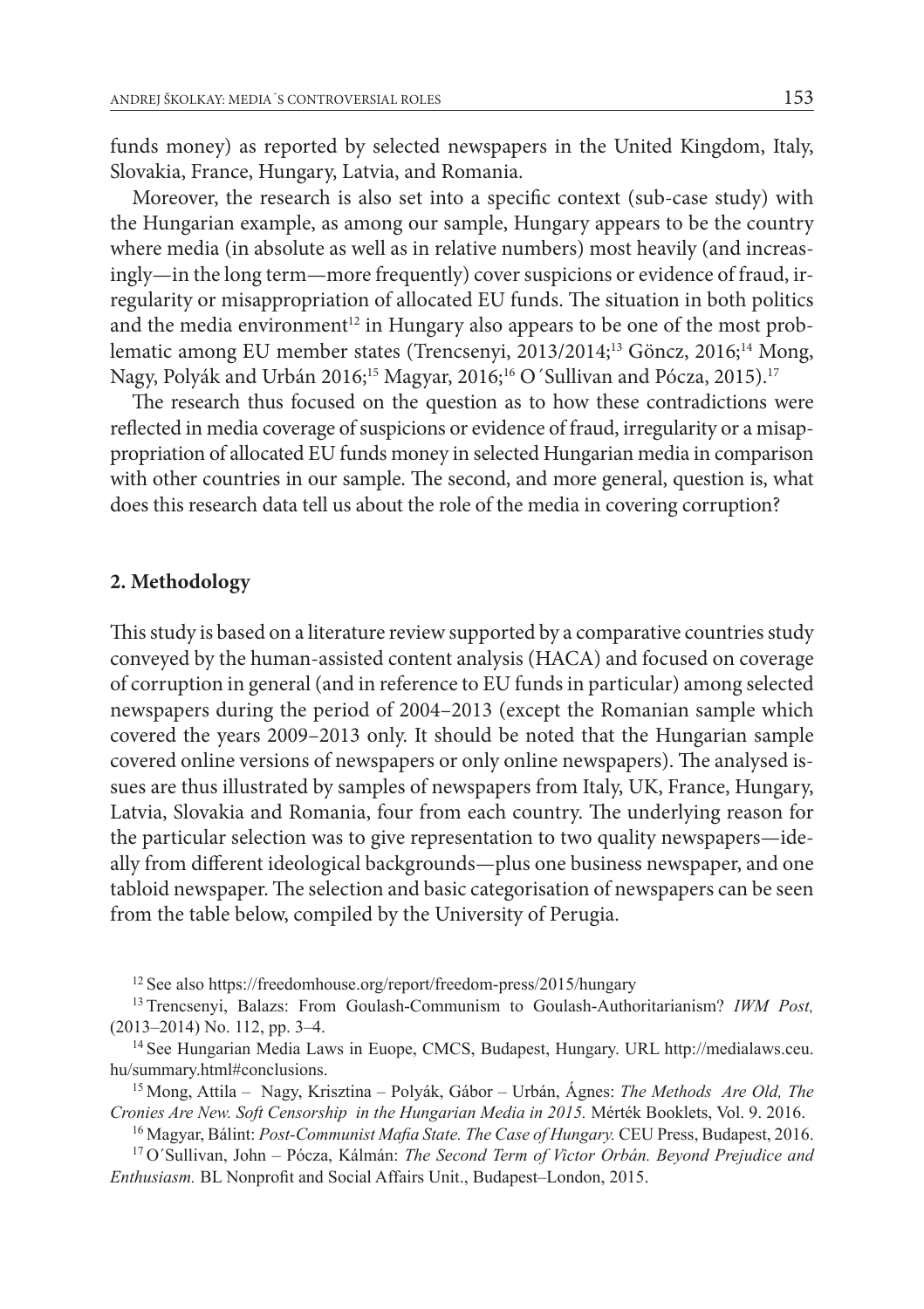funds money) as reported by selected newspapers in the United Kingdom, Italy, Slovakia, France, Hungary, Latvia, and Romania.

Moreover, the research is also set into a specific context (sub-case study) with the Hungarian example, as among our sample, Hungary appears to be the country where media (in absolute as well as in relative numbers) most heavily (and increasingly—in the long term—more frequently) cover suspicions or evidence of fraud, irregularity or misappropriation of allocated EU funds. The situation in both politics and the media environment[12] in Hungary also appears to be one of the most problematic among EU member states (Trencsenyi, 2013/2014;[13] Göncz, 2016;[14] Mong, Nagy, Polyák and Urbán 2016;[15] Magyar, 2016;[16] O´Sullivan and Pócza, 2015).[17]

The research thus focused on the question as to how these contradictions were reflected in media coverage of suspicions or evidence of fraud, irregularity or a misappropriation of allocated EU funds money in selected Hungarian media in comparison with other countries in our sample. The second, and more general, question is, what does this research data tell us about the role of the media in covering corruption?

## 2. Methodology

This study is based on a literature review supported by a comparative countries study conveyed by the human-assisted content analysis (HACA) and focused on coverage of corruption in general (and in reference to EU funds in particular) among selected newspapers during the period of 2004–2013 (except the Romanian sample which covered the years 2009–2013 only. It should be noted that the Hungarian sample covered online versions of newspapers or only online newspapers). The analysed issues are thus illustrated by samples of newspapers from Italy, UK, France, Hungary, Latvia, Slovakia and Romania, four from each country. The underlying reason for the particular selection was to give representation to two quality newspapers—ideally from different ideological backgrounds—plus one business newspaper, and one tabloid newspaper. The selection and basic categorisation of newspapers can be seen from the table below, compiled by the University of Perugia.

---

[12] See also https://freedomhouse.org/report/freedom-press/2015/hungary

[13] Trencsenyi, Balazs: From Goulash-Communism to Goulash-Authoritarianism? *IWM Post,* (2013–2014) No. 112, pp. 3–4.

[14] See Hungarian Media Laws in Euope, CMCS, Budapest, Hungary. URL http://medialaws.ceu.hu/summary.html#conclusions.

[15] Mong, Attila – Nagy, Krisztina – Polyák, Gábor – Urbán, Ágnes: *The Methods Are Old, The Cronies Are New. Soft Censorship in the Hungarian Media in 2015.* Mérték Booklets, Vol. 9. 2016.

[16] Magyar, Bálint: *Post-Communist Mafia State. The Case of Hungary.* CEU Press, Budapest, 2016.

[17] O´Sullivan, John – Pócza, Kálmán: *The Second Term of Victor Orbán. Beyond Prejudice and Enthusiasm.* BL Nonprofit and Social Affairs Unit., Budapest–London, 2015.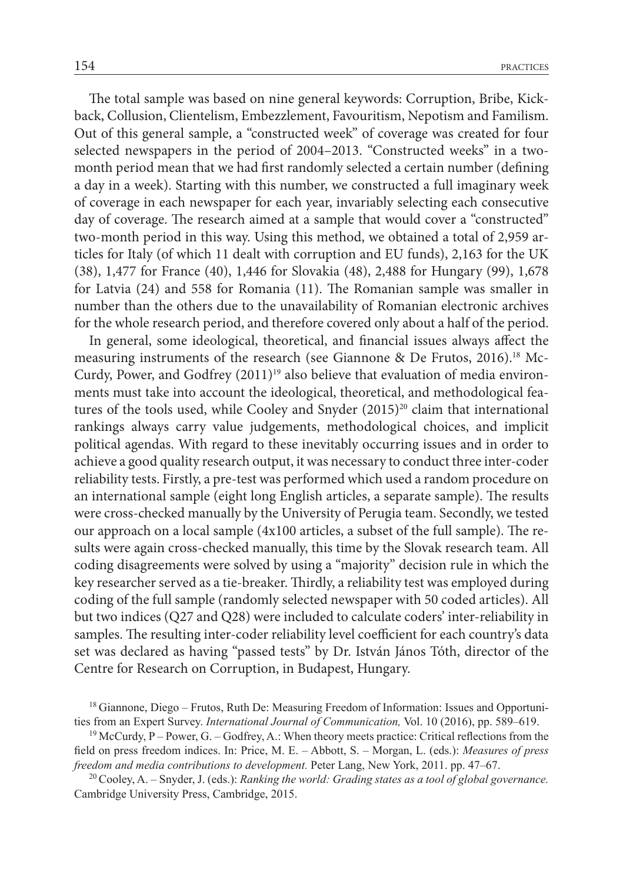The total sample was based on nine general keywords: Corruption, Bribe, Kickback, Collusion, Clientelism, Embezzlement, Favouritism, Nepotism and Familism. Out of this general sample, a "constructed week" of coverage was created for four selected newspapers in the period of 2004–2013. "Constructed weeks" in a two-month period mean that we had first randomly selected a certain number (defining a day in a week). Starting with this number, we constructed a full imaginary week of coverage in each newspaper for each year, invariably selecting each consecutive day of coverage. The research aimed at a sample that would cover a "constructed" two-month period in this way. Using this method, we obtained a total of 2,959 articles for Italy (of which 11 dealt with corruption and EU funds), 2,163 for the UK (38), 1,477 for France (40), 1,446 for Slovakia (48), 2,488 for Hungary (99), 1,678 for Latvia (24) and 558 for Romania (11). The Romanian sample was smaller in number than the others due to the unavailability of Romanian electronic archives for the whole research period, and therefore covered only about a half of the period.

In general, some ideological, theoretical, and financial issues always affect the measuring instruments of the research (see Giannone & De Frutos, 2016).[18] McCurdy, Power, and Godfrey (2011)[19] also believe that evaluation of media environments must take into account the ideological, theoretical, and methodological features of the tools used, while Cooley and Snyder (2015)[20] claim that international rankings always carry value judgements, methodological choices, and implicit political agendas. With regard to these inevitably occurring issues and in order to achieve a good quality research output, it was necessary to conduct three inter-coder reliability tests. Firstly, a pre-test was performed which used a random procedure on an international sample (eight long English articles, a separate sample). The results were cross-checked manually by the University of Perugia team. Secondly, we tested our approach on a local sample (4x100 articles, a subset of the full sample). The results were again cross-checked manually, this time by the Slovak research team. All coding disagreements were solved by using a "majority" decision rule in which the key researcher served as a tie-breaker. Thirdly, a reliability test was employed during coding of the full sample (randomly selected newspaper with 50 coded articles). All but two indices (Q27 and Q28) were included to calculate coders' inter-reliability in samples. The resulting inter-coder reliability level coefficient for each country's data set was declared as having "passed tests" by Dr. István János Tóth, director of the Centre for Research on Corruption, in Budapest, Hungary.

[18] Giannone, Diego – Frutos, Ruth De: Measuring Freedom of Information: Issues and Opportunities from an Expert Survey. *International Journal of Communication,* Vol. 10 (2016), pp. 589–619.

[19] McCurdy, P – Power, G. – Godfrey, A.: When theory meets practice: Critical reflections from the field on press freedom indices. In: Price, M. E. – Abbott, S. – Morgan, L. (eds.): *Measures of press freedom and media contributions to development.* Peter Lang, New York, 2011. pp. 47–67.

[20] Cooley, A. – Snyder, J. (eds.): *Ranking the world: Grading states as a tool of global governance.* Cambridge University Press, Cambridge, 2015.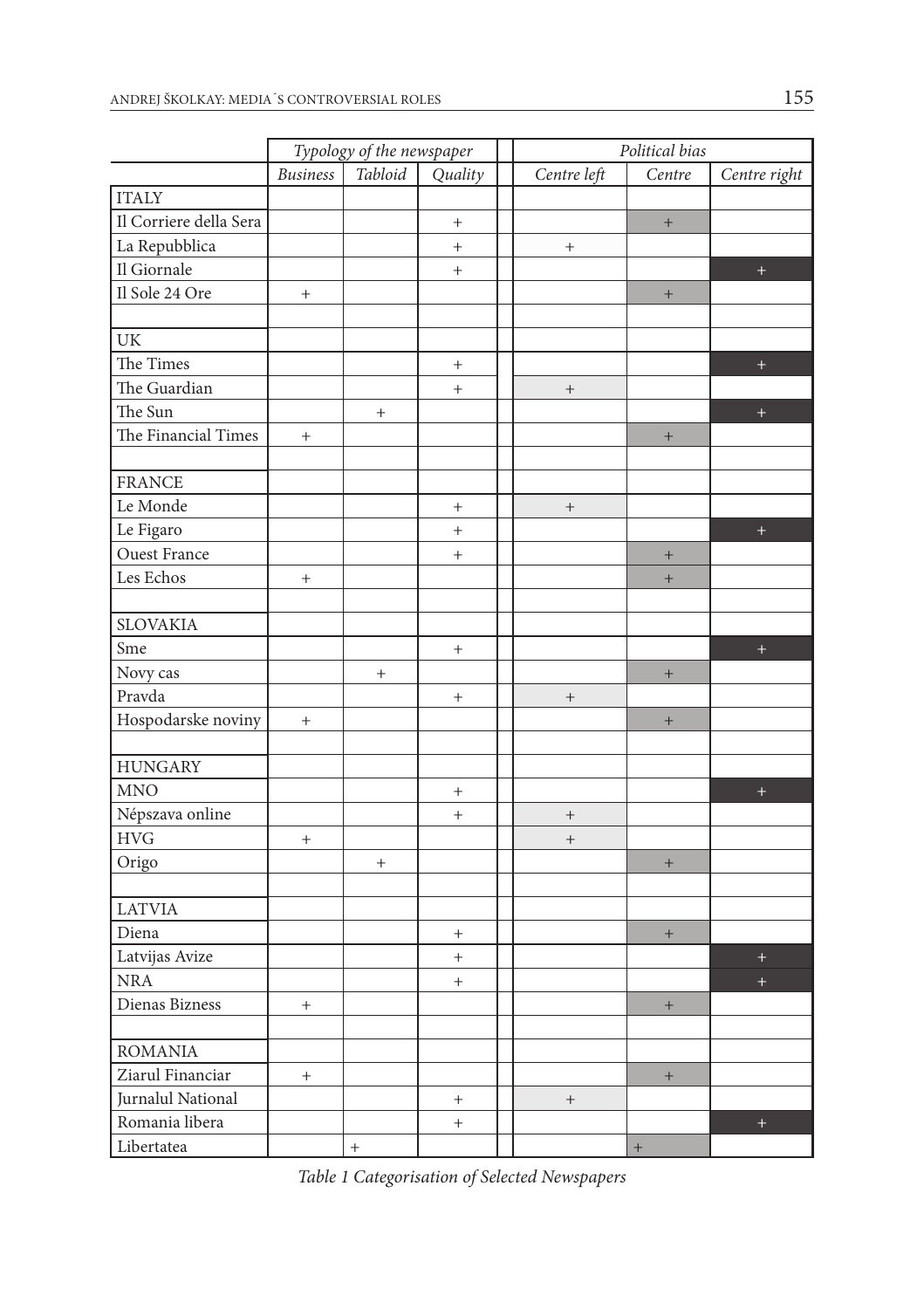| | Typology of the newspaper | | | Political bias | | |
|---|---|---|---|---|---|---|
| | *Business* | *Tabloid* | *Quality* | *Centre left* | *Centre* | *Centre right* |
| ITALY | | | | | | |
| Il Corriere della Sera | | | + | | + | |
| La Repubblica | | | + | + | | |
| Il Giornale | | | + | | | + |
| Il Sole 24 Ore | + | | | | + | |
| | | | | | | |
| UK | | | | | | |
| The Times | | | + | | | + |
| The Guardian | | | + | + | | |
| The Sun | | + | | | | + |
| The Financial Times | + | | | | + | |
| | | | | | | |
| FRANCE | | | | | | |
| Le Monde | | | + | + | | |
| Le Figaro | | | + | | | + |
| Ouest France | | | + | | + | |
| Les Echos | + | | | | + | |
| | | | | | | |
| SLOVAKIA | | | | | | |
| Sme | | | + | | | + |
| Novy cas | | + | | | + | |
| Pravda | | | + | + | | |
| Hospodarske noviny | + | | | | + | |
| | | | | | | |
| HUNGARY | | | | | | |
| MNO | | | + | | | + |
| Népszava online | | | + | + | | |
| HVG | + | | | + | | |
| Origo | | + | | | + | |
| | | | | | | |
| LATVIA | | | | | | |
| Diena | | | + | | + | |
| Latvijas Avize | | | + | | | + |
| NRA | | | + | | | + |
| Dienas Bizness | + | | | | + | |
| | | | | | | |
| ROMANIA | | | | | | |
| Ziarul Financiar | + | | | | + | |
| Jurnalul National | | | + | + | | |
| Romania libera | | | + | | | + |
| Libertatea | | + | | | + | |

*Table 1 Categorisation of Selected Newspapers*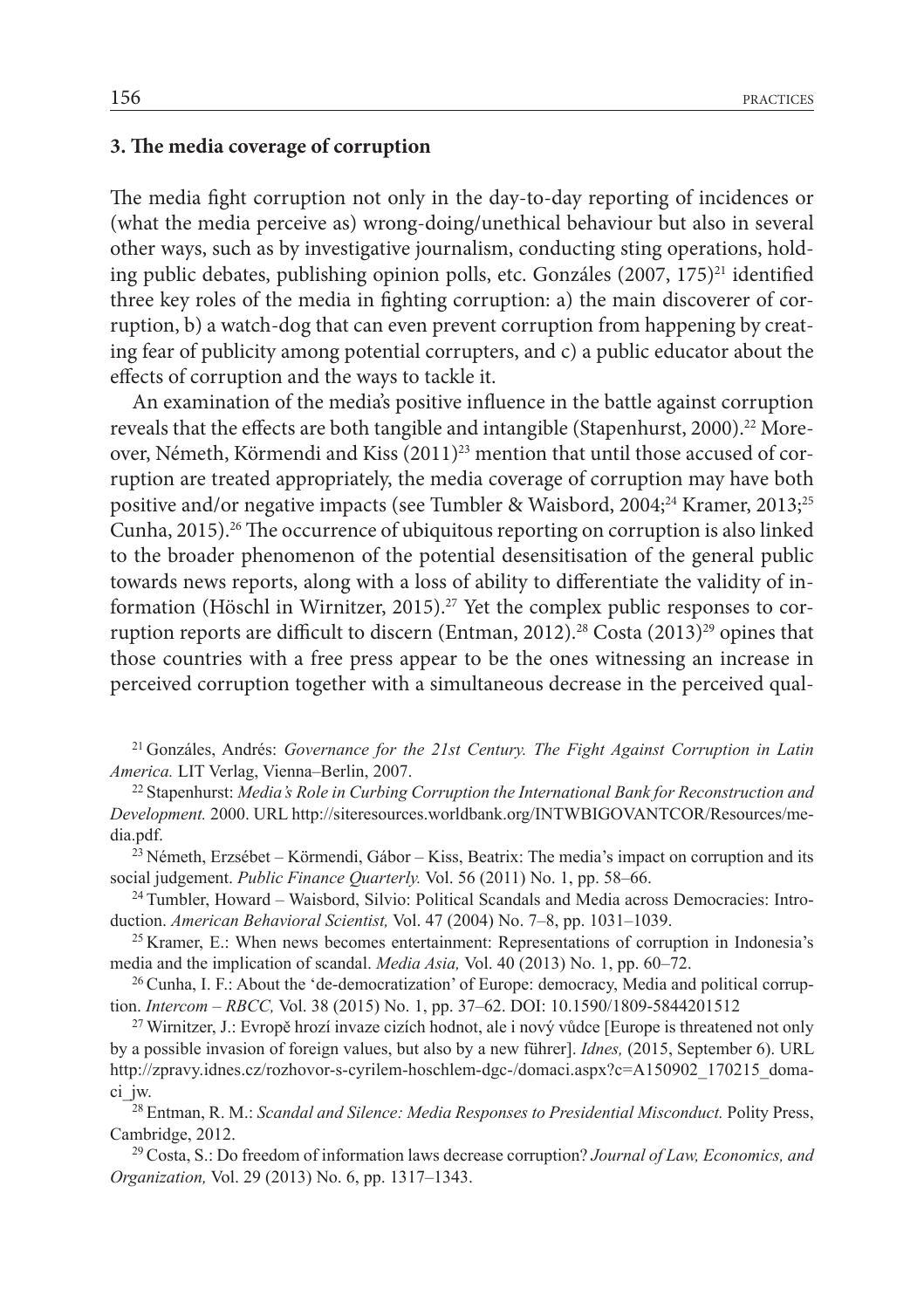### 3. The media coverage of corruption

The media fight corruption not only in the day-to-day reporting of incidences or (what the media perceive as) wrong-doing/unethical behaviour but also in several other ways, such as by investigative journalism, conducting sting operations, holding public debates, publishing opinion polls, etc. Gonzáles (2007, 175)[21] identified three key roles of the media in fighting corruption: a) the main discoverer of corruption, b) a watch-dog that can even prevent corruption from happening by creating fear of publicity among potential corrupters, and c) a public educator about the effects of corruption and the ways to tackle it.

An examination of the media's positive influence in the battle against corruption reveals that the effects are both tangible and intangible (Stapenhurst, 2000).[22] Moreover, Németh, Körmendi and Kiss (2011)[23] mention that until those accused of corruption are treated appropriately, the media coverage of corruption may have both positive and/or negative impacts (see Tumbler & Waisbord, 2004;[24] Kramer, 2013;[25] Cunha, 2015).[26] The occurrence of ubiquitous reporting on corruption is also linked to the broader phenomenon of the potential desensitisation of the general public towards news reports, along with a loss of ability to differentiate the validity of information (Höschl in Wirnitzer, 2015).[27] Yet the complex public responses to corruption reports are difficult to discern (Entman, 2012).[28] Costa (2013)[29] opines that those countries with a free press appear to be the ones witnessing an increase in perceived corruption together with a simultaneous decrease in the perceived qual-

[21] Gonzáles, Andrés: *Governance for the 21st Century. The Fight Against Corruption in Latin America.* LIT Verlag, Vienna–Berlin, 2007.

[22] Stapenhurst: *Media's Role in Curbing Corruption the International Bank for Reconstruction and Development.* 2000. URL http://siteresources.worldbank.org/INTWBIGOVANTCOR/Resources/media.pdf.

[23] Németh, Erzsébet – Körmendi, Gábor – Kiss, Beatrix: The media's impact on corruption and its social judgement. *Public Finance Quarterly.* Vol. 56 (2011) No. 1, pp. 58–66.

[24] Tumbler, Howard – Waisbord, Silvio: Political Scandals and Media across Democracies: Introduction. *American Behavioral Scientist,* Vol. 47 (2004) No. 7–8, pp. 1031–1039.

[25] Kramer, E.: When news becomes entertainment: Representations of corruption in Indonesia's media and the implication of scandal. *Media Asia,* Vol. 40 (2013) No. 1, pp. 60–72.

[26] Cunha, I. F.: About the 'de-democratization' of Europe: democracy, Media and political corruption. *Intercom – RBCC,* Vol. 38 (2015) No. 1, pp. 37–62. DOI: 10.1590/1809-5844201512

[27] Wirnitzer, J.: Evropě hrozí invaze cizích hodnot, ale i nový vůdce [Europe is threatened not only by a possible invasion of foreign values, but also by a new führer]. *Idnes,* (2015, September 6). URL http://zpravy.idnes.cz/rozhovor-s-cyrilem-hoschlem-dgc-/domaci.aspx?c=A150902_170215_domaci_jw.

[28] Entman, R. M.: *Scandal and Silence: Media Responses to Presidential Misconduct.* Polity Press, Cambridge, 2012.

[29] Costa, S.: Do freedom of information laws decrease corruption? *Journal of Law, Economics, and Organization,* Vol. 29 (2013) No. 6, pp. 1317–1343.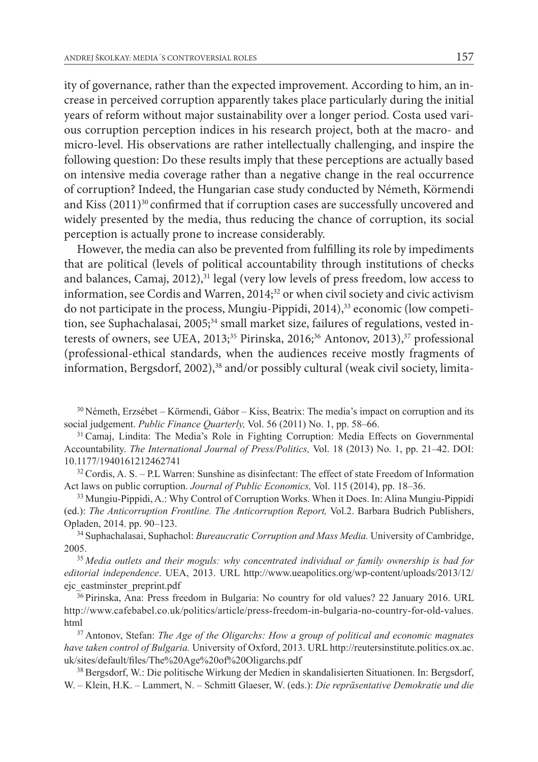ity of governance, rather than the expected improvement. According to him, an increase in perceived corruption apparently takes place particularly during the initial years of reform without major sustainability over a longer period. Costa used various corruption perception indices in his research project, both at the macro- and micro-level. His observations are rather intellectually challenging, and inspire the following question: Do these results imply that these perceptions are actually based on intensive media coverage rather than a negative change in the real occurrence of corruption? Indeed, the Hungarian case study conducted by Németh, Körmendi and Kiss (2011)[30] confirmed that if corruption cases are successfully uncovered and widely presented by the media, thus reducing the chance of corruption, its social perception is actually prone to increase considerably.

However, the media can also be prevented from fulfilling its role by impediments that are political (levels of political accountability through institutions of checks and balances, Camaj, 2012),[31] legal (very low levels of press freedom, low access to information, see Cordis and Warren, 2014;[32] or when civil society and civic activism do not participate in the process, Mungiu-Pippidi, 2014),[33] economic (low competition, see Suphachalasai, 2005;[34] small market size, failures of regulations, vested interests of owners, see UEA, 2013;[35] Pirinska, 2016;[36] Antonov, 2013),[37] professional (professional-ethical standards, when the audiences receive mostly fragments of information, Bergsdorf, 2002),[38] and/or possibly cultural (weak civil society, limita-

---

[30] Németh, Erzsébet – Körmendi, Gábor – Kiss, Beatrix: The media's impact on corruption and its social judgement. *Public Finance Quarterly,* Vol. 56 (2011) No. 1, pp. 58–66.

[31] Camaj, Lindita: The Media's Role in Fighting Corruption: Media Effects on Governmental Accountability. *The International Journal of Press/Politics,* Vol. 18 (2013) No. 1, pp. 21–42. DOI: 10.1177/1940161212462741

[32] Cordis, A. S. – P.L Warren: Sunshine as disinfectant: The effect of state Freedom of Information Act laws on public corruption. *Journal of Public Economics,* Vol. 115 (2014), pp. 18–36.

[33] Mungiu-Pippidi, A.: Why Control of Corruption Works. When it Does. In: Alina Mungiu-Pippidi (ed.): *The Anticorruption Frontline. The Anticorruption Report,* Vol.2. Barbara Budrich Publishers, Opladen, 2014. pp. 90–123.

[34] Suphachalasai, Suphachol: *Bureaucratic Corruption and Mass Media.* University of Cambridge, 2005.

[35] *Media outlets and their moguls: why concentrated individual or family ownership is bad for editorial independence*. UEA, 2013. URL http://www.ueapolitics.org/wp-content/uploads/2013/12/ejc_eastminster_preprint.pdf

[36] Pirinska, Ana: Press freedom in Bulgaria: No country for old values? 22 January 2016. URL http://www.cafebabel.co.uk/politics/article/press-freedom-in-bulgaria-no-country-for-old-values.html

[37] Antonov, Stefan: *The Age of the Oligarchs: How a group of political and economic magnates have taken control of Bulgaria.* University of Oxford, 2013. URL http://reutersinstitute.politics.ox.ac.uk/sites/default/files/The%20Age%20of%20Oligarchs.pdf

[38] Bergsdorf, W.: Die politische Wirkung der Medien in skandalisierten Situationen. In: Bergsdorf, W. – Klein, H.K. – Lammert, N. – Schmitt Glaeser, W. (eds.): *Die repräsentative Demokratie und die*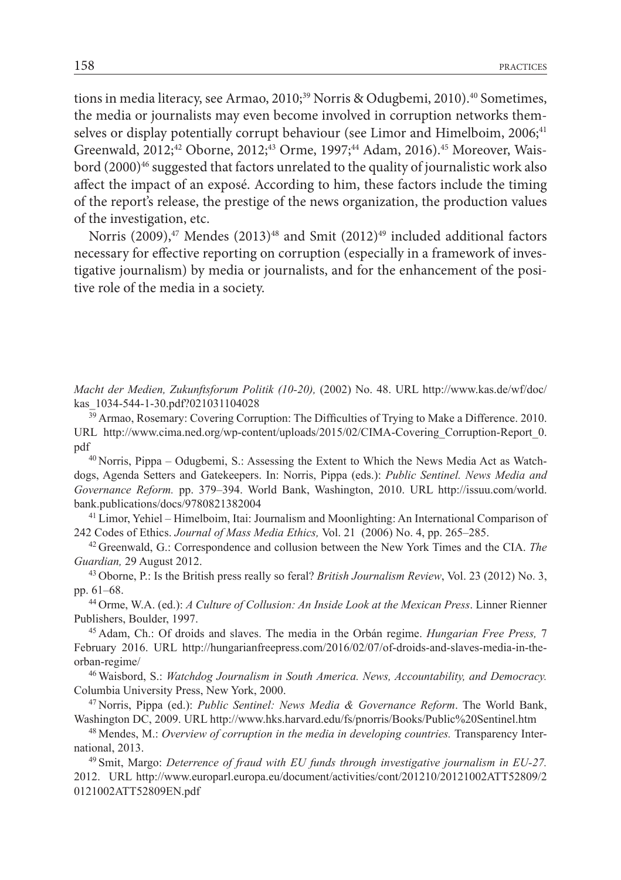tions in media literacy, see Armao, 2010;[39] Norris & Odugbemi, 2010).[40] Sometimes, the media or journalists may even become involved in corruption networks themselves or display potentially corrupt behaviour (see Limor and Himelboim, 2006;[41] Greenwald, 2012;[42] Oborne, 2012;[43] Orme, 1997;[44] Adam, 2016).[45] Moreover, Waisbord (2000)[46] suggested that factors unrelated to the quality of journalistic work also affect the impact of an exposé. According to him, these factors include the timing of the report's release, the prestige of the news organization, the production values of the investigation, etc.

Norris (2009),[47] Mendes (2013)[48] and Smit (2012)[49] included additional factors necessary for effective reporting on corruption (especially in a framework of investigative journalism) by media or journalists, and for the enhancement of the positive role of the media in a society.

---

*Macht der Medien, Zukunftsforum Politik (10-20),* (2002) No. 48. URL http://www.kas.de/wf/doc/kas_1034-544-1-30.pdf?021031104028

[39] Armao, Rosemary: Covering Corruption: The Difficulties of Trying to Make a Difference. 2010. URL http://www.cima.ned.org/wp-content/uploads/2015/02/CIMA-Covering_Corruption-Report_0.pdf

[40] Norris, Pippa – Odugbemi, S.: Assessing the Extent to Which the News Media Act as Watchdogs, Agenda Setters and Gatekeepers. In: Norris, Pippa (eds.): *Public Sentinel. News Media and Governance Reform.* pp. 379–394. World Bank, Washington, 2010. URL http://issuu.com/world.bank.publications/docs/9780821382004

[41] Limor, Yehiel – Himelboim, Itai: Journalism and Moonlighting: An International Comparison of 242 Codes of Ethics. *Journal of Mass Media Ethics,* Vol. 21 (2006) No. 4, pp. 265–285.

[42] Greenwald, G.: Correspondence and collusion between the New York Times and the CIA. *The Guardian,* 29 August 2012.

[43] Oborne, P.: Is the British press really so feral? *British Journalism Review*, Vol. 23 (2012) No. 3, pp. 61–68.

[44] Orme, W.A. (ed.): *A Culture of Collusion: An Inside Look at the Mexican Press*. Linner Rienner Publishers, Boulder, 1997.

[45] Adam, Ch.: Of droids and slaves. The media in the Orbán regime. *Hungarian Free Press,* 7 February 2016. URL http://hungarianfreepress.com/2016/02/07/of-droids-and-slaves-media-in-the-orban-regime/

[46] Waisbord, S.: *Watchdog Journalism in South America. News, Accountability, and Democracy.* Columbia University Press, New York, 2000.

[47] Norris, Pippa (ed.): *Public Sentinel: News Media & Governance Reform*. The World Bank, Washington DC, 2009. URL http://www.hks.harvard.edu/fs/pnorris/Books/Public%20Sentinel.htm

[48] Mendes, M.: *Overview of corruption in the media in developing countries.* Transparency International, 2013.

[49] Smit, Margo: *Deterrence of fraud with EU funds through investigative journalism in EU-27.* 2012. URL http://www.europarl.europa.eu/document/activities/cont/201210/20121002ATT52809/20121002ATT52809EN.pdf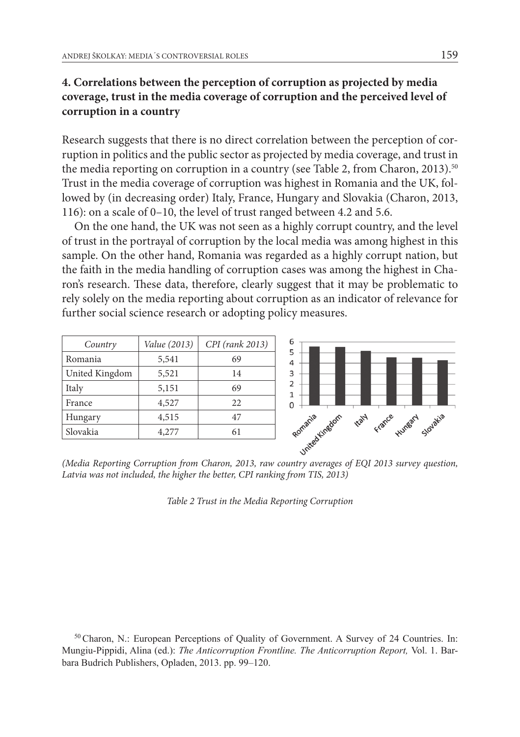## 4. Correlations between the perception of corruption as projected by media coverage, trust in the media coverage of corruption and the perceived level of corruption in a country

Research suggests that there is no direct correlation between the perception of corruption in politics and the public sector as projected by media coverage, and trust in the media reporting on corruption in a country (see Table 2, from Charon, 2013).[50] Trust in the media coverage of corruption was highest in Romania and the UK, followed by (in decreasing order) Italy, France, Hungary and Slovakia (Charon, 2013, 116): on a scale of 0–10, the level of trust ranged between 4.2 and 5.6.

On the one hand, the UK was not seen as a highly corrupt country, and the level of trust in the portrayal of corruption by the local media was among highest in this sample. On the other hand, Romania was regarded as a highly corrupt nation, but the faith in the media handling of corruption cases was among the highest in Charon's research. These data, therefore, clearly suggest that it may be problematic to rely solely on the media reporting about corruption as an indicator of relevance for further social science research or adopting policy measures.

| *Country* | *Value (2013)* | *CPI (rank 2013)* |
|---|---|---|
| Romania | 5,541 | 69 |
| United Kingdom | 5,521 | 14 |
| Italy | 5,151 | 69 |
| France | 4,527 | 22 |
| Hungary | 4,515 | 47 |
| Slovakia | 4,277 | 61 |

*(Media Reporting Corruption from Charon, 2013, raw country averages of EQI 2013 survey question, Latvia was not included, the higher the better, CPI ranking from TIS, 2013)*

*Table 2 Trust in the Media Reporting Corruption*

[50] Charon, N.: European Perceptions of Quality of Government. A Survey of 24 Countries. In: Mungiu-Pippidi, Alina (ed.): *The Anticorruption Frontline. The Anticorruption Report,* Vol. 1. Barbara Budrich Publishers, Opladen, 2013. pp. 99–120.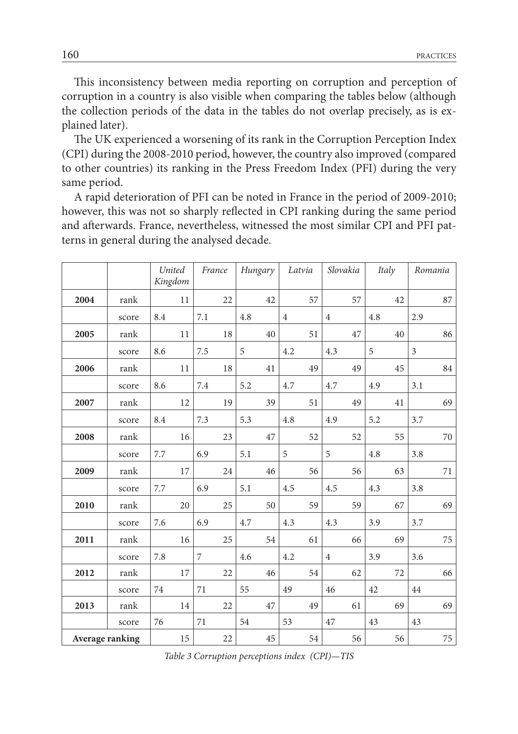This inconsistency between media reporting on corruption and perception of corruption in a country is also visible when comparing the tables below (although the collection periods of the data in the tables do not overlap precisely, as is explained later).

The UK experienced a worsening of its rank in the Corruption Perception Index (CPI) during the 2008-2010 period, however, the country also improved (compared to other countries) its ranking in the Press Freedom Index (PFI) during the very same period.

A rapid deterioration of PFI can be noted in France in the period of 2009-2010; however, this was not so sharply reflected in CPI ranking during the same period and afterwards. France, nevertheless, witnessed the most similar CPI and PFI patterns in general during the analysed decade.

| | | *United Kingdom* | *France* | *Hungary* | *Latvia* | *Slovakia* | *Italy* | *Romania* |
|---|---|---|---|---|---|---|---|---|
| **2004** | rank | 11 | 22 | 42 | 57 | 57 | 42 | 87 |
| | score | 8.4 | 7.1 | 4.8 | 4 | 4 | 4.8 | 2.9 |
| **2005** | rank | 11 | 18 | 40 | 51 | 47 | 40 | 86 |
| | score | 8.6 | 7.5 | 5 | 4.2 | 4.3 | 5 | 3 |
| **2006** | rank | 11 | 18 | 41 | 49 | 49 | 45 | 84 |
| | score | 8.6 | 7.4 | 5.2 | 4.7 | 4.7 | 4.9 | 3.1 |
| **2007** | rank | 12 | 19 | 39 | 51 | 49 | 41 | 69 |
| | score | 8.4 | 7.3 | 5.3 | 4.8 | 4.9 | 5.2 | 3.7 |
| **2008** | rank | 16 | 23 | 47 | 52 | 52 | 55 | 70 |
| | score | 7.7 | 6.9 | 5.1 | 5 | 5 | 4.8 | 3.8 |
| **2009** | rank | 17 | 24 | 46 | 56 | 56 | 63 | 71 |
| | score | 7.7 | 6.9 | 5.1 | 4.5 | 4.5 | 4.3 | 3.8 |
| **2010** | rank | 20 | 25 | 50 | 59 | 59 | 67 | 69 |
| | score | 7.6 | 6.9 | 4.7 | 4.3 | 4.3 | 3.9 | 3.7 |
| **2011** | rank | 16 | 25 | 54 | 61 | 66 | 69 | 75 |
| | score | 7.8 | 7 | 4.6 | 4.2 | 4 | 3.9 | 3.6 |
| **2012** | rank | 17 | 22 | 46 | 54 | 62 | 72 | 66 |
| | score | 74 | 71 | 55 | 49 | 46 | 42 | 44 |
| **2013** | rank | 14 | 22 | 47 | 49 | 61 | 69 | 69 |
| | score | 76 | 71 | 54 | 53 | 47 | 43 | 43 |
| **Average ranking** | | 15 | 22 | 45 | 54 | 56 | 56 | 75 |

*Table 3 Corruption perceptions index (CPI)—TIS*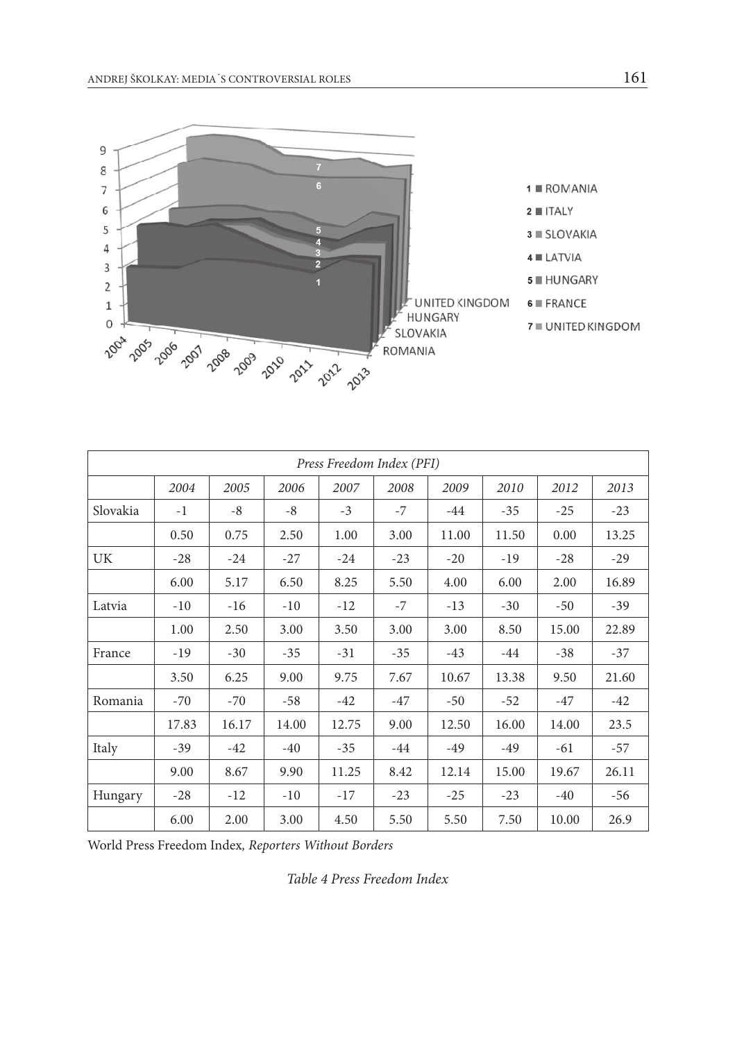| Press Freedom Index (PFI) | | | | | | | | | |
|---|---|---|---|---|---|---|---|---|---|
| | *2004* | *2005* | *2006* | *2007* | *2008* | *2009* | *2010* | *2012* | *2013* |
| Slovakia | -1 | -8 | -8 | -3 | -7 | -44 | -35 | -25 | -23 |
| | 0.50 | 0.75 | 2.50 | 1.00 | 3.00 | 11.00 | 11.50 | 0.00 | 13.25 |
| UK | -28 | -24 | -27 | -24 | -23 | -20 | -19 | -28 | -29 |
| | 6.00 | 5.17 | 6.50 | 8.25 | 5.50 | 4.00 | 6.00 | 2.00 | 16.89 |
| Latvia | -10 | -16 | -10 | -12 | -7 | -13 | -30 | -50 | -39 |
| | 1.00 | 2.50 | 3.00 | 3.50 | 3.00 | 3.00 | 8.50 | 15.00 | 22.89 |
| France | -19 | -30 | -35 | -31 | -35 | -43 | -44 | -38 | -37 |
| | 3.50 | 6.25 | 9.00 | 9.75 | 7.67 | 10.67 | 13.38 | 9.50 | 21.60 |
| Romania | -70 | -70 | -58 | -42 | -47 | -50 | -52 | -47 | -42 |
| | 17.83 | 16.17 | 14.00 | 12.75 | 9.00 | 12.50 | 16.00 | 14.00 | 23.5 |
| Italy | -39 | -42 | -40 | -35 | -44 | -49 | -49 | -61 | -57 |
| | 9.00 | 8.67 | 9.90 | 11.25 | 8.42 | 12.14 | 15.00 | 19.67 | 26.11 |
| Hungary | -28 | -12 | -10 | -17 | -23 | -25 | -23 | -40 | -56 |
| | 6.00 | 2.00 | 3.00 | 4.50 | 5.50 | 5.50 | 7.50 | 10.00 | 26.9 |

World Press Freedom Index, *Reporters Without Borders*

*Table 4 Press Freedom Index*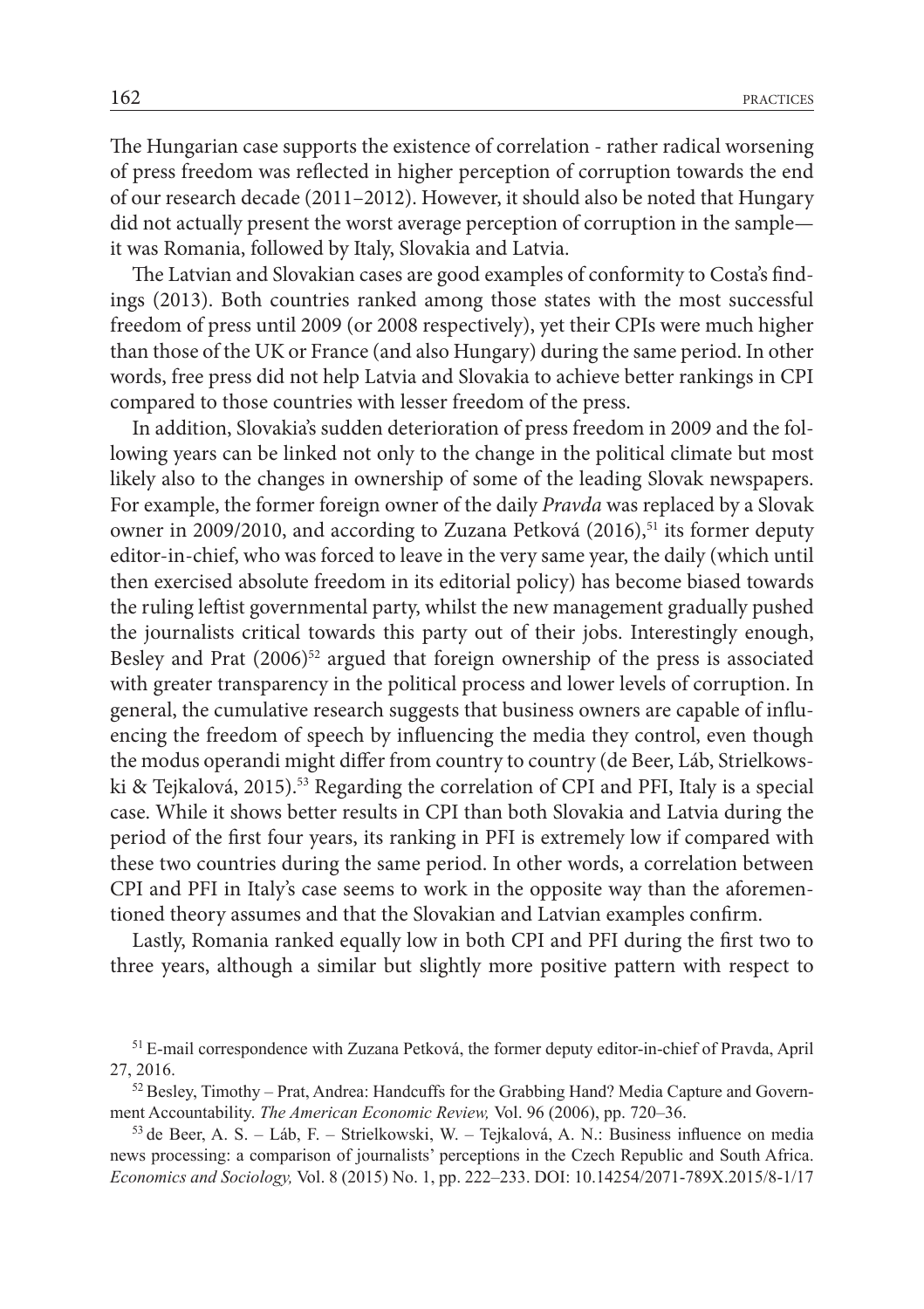The Hungarian case supports the existence of correlation - rather radical worsening of press freedom was reflected in higher perception of corruption towards the end of our research decade (2011–2012). However, it should also be noted that Hungary did not actually present the worst average perception of corruption in the sample—it was Romania, followed by Italy, Slovakia and Latvia.

The Latvian and Slovakian cases are good examples of conformity to Costa's findings (2013). Both countries ranked among those states with the most successful freedom of press until 2009 (or 2008 respectively), yet their CPIs were much higher than those of the UK or France (and also Hungary) during the same period. In other words, free press did not help Latvia and Slovakia to achieve better rankings in CPI compared to those countries with lesser freedom of the press.

In addition, Slovakia's sudden deterioration of press freedom in 2009 and the following years can be linked not only to the change in the political climate but most likely also to the changes in ownership of some of the leading Slovak newspapers. For example, the former foreign owner of the daily *Pravda* was replaced by a Slovak owner in 2009/2010, and according to Zuzana Petková (2016),[51] its former deputy editor-in-chief, who was forced to leave in the very same year, the daily (which until then exercised absolute freedom in its editorial policy) has become biased towards the ruling leftist governmental party, whilst the new management gradually pushed the journalists critical towards this party out of their jobs. Interestingly enough, Besley and Prat (2006)[52] argued that foreign ownership of the press is associated with greater transparency in the political process and lower levels of corruption. In general, the cumulative research suggests that business owners are capable of influencing the freedom of speech by influencing the media they control, even though the modus operandi might differ from country to country (de Beer, Láb, Strielkowski & Tejkalová, 2015).[53] Regarding the correlation of CPI and PFI, Italy is a special case. While it shows better results in CPI than both Slovakia and Latvia during the period of the first four years, its ranking in PFI is extremely low if compared with these two countries during the same period. In other words, a correlation between CPI and PFI in Italy's case seems to work in the opposite way than the aforementioned theory assumes and that the Slovakian and Latvian examples confirm.

Lastly, Romania ranked equally low in both CPI and PFI during the first two to three years, although a similar but slightly more positive pattern with respect to

[51] E-mail correspondence with Zuzana Petková, the former deputy editor-in-chief of Pravda, April 27, 2016.

[52] Besley, Timothy – Prat, Andrea: Handcuffs for the Grabbing Hand? Media Capture and Government Accountability. *The American Economic Review,* Vol. 96 (2006), pp. 720–36.

[53] de Beer, A. S. – Láb, F. – Strielkowski, W. – Tejkalová, A. N.: Business influence on media news processing: a comparison of journalists' perceptions in the Czech Republic and South Africa. *Economics and Sociology,* Vol. 8 (2015) No. 1, pp. 222–233. DOI: 10.14254/2071-789X.2015/8-1/17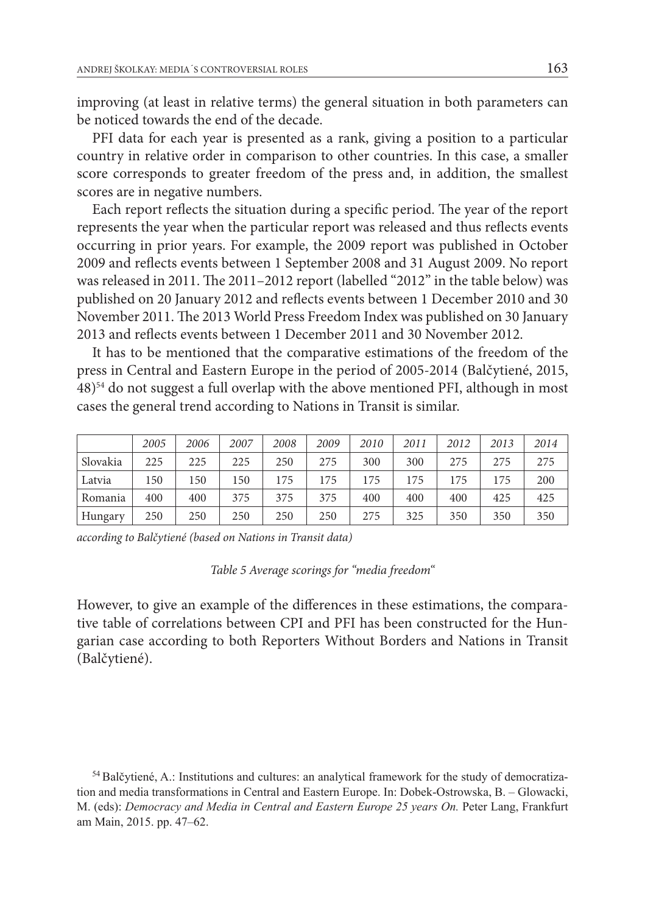improving (at least in relative terms) the general situation in both parameters can be noticed towards the end of the decade.

PFI data for each year is presented as a rank, giving a position to a particular country in relative order in comparison to other countries. In this case, a smaller score corresponds to greater freedom of the press and, in addition, the smallest scores are in negative numbers.

Each report reflects the situation during a specific period. The year of the report represents the year when the particular report was released and thus reflects events occurring in prior years. For example, the 2009 report was published in October 2009 and reflects events between 1 September 2008 and 31 August 2009. No report was released in 2011. The 2011–2012 report (labelled "2012" in the table below) was published on 20 January 2012 and reflects events between 1 December 2010 and 30 November 2011. The 2013 World Press Freedom Index was published on 30 January 2013 and reflects events between 1 December 2011 and 30 November 2012.

It has to be mentioned that the comparative estimations of the freedom of the press in Central and Eastern Europe in the period of 2005-2014 (Balčytiené, 2015, 48)[54] do not suggest a full overlap with the above mentioned PFI, although in most cases the general trend according to Nations in Transit is similar.

| | *2005* | *2006* | *2007* | *2008* | *2009* | *2010* | *2011* | *2012* | *2013* | *2014* |
|---|---|---|---|---|---|---|---|---|---|---|
| Slovakia | 225 | 225 | 225 | 250 | 275 | 300 | 300 | 275 | 275 | 275 |
| Latvia | 150 | 150 | 150 | 175 | 175 | 175 | 175 | 175 | 175 | 200 |
| Romania | 400 | 400 | 375 | 375 | 375 | 400 | 400 | 400 | 425 | 425 |
| Hungary | 250 | 250 | 250 | 250 | 250 | 275 | 325 | 350 | 350 | 350 |

*according to Balčytiené (based on Nations in Transit data)*

*Table 5 Average scorings for "media freedom"*

However, to give an example of the differences in these estimations, the comparative table of correlations between CPI and PFI has been constructed for the Hungarian case according to both Reporters Without Borders and Nations in Transit (Balčytiené).

[54] Balčytiené, A.: Institutions and cultures: an analytical framework for the study of democratization and media transformations in Central and Eastern Europe. In: Dobek-Ostrowska, B. – Glowacki, M. (eds): *Democracy and Media in Central and Eastern Europe 25 years On.* Peter Lang, Frankfurt am Main, 2015. pp. 47–62.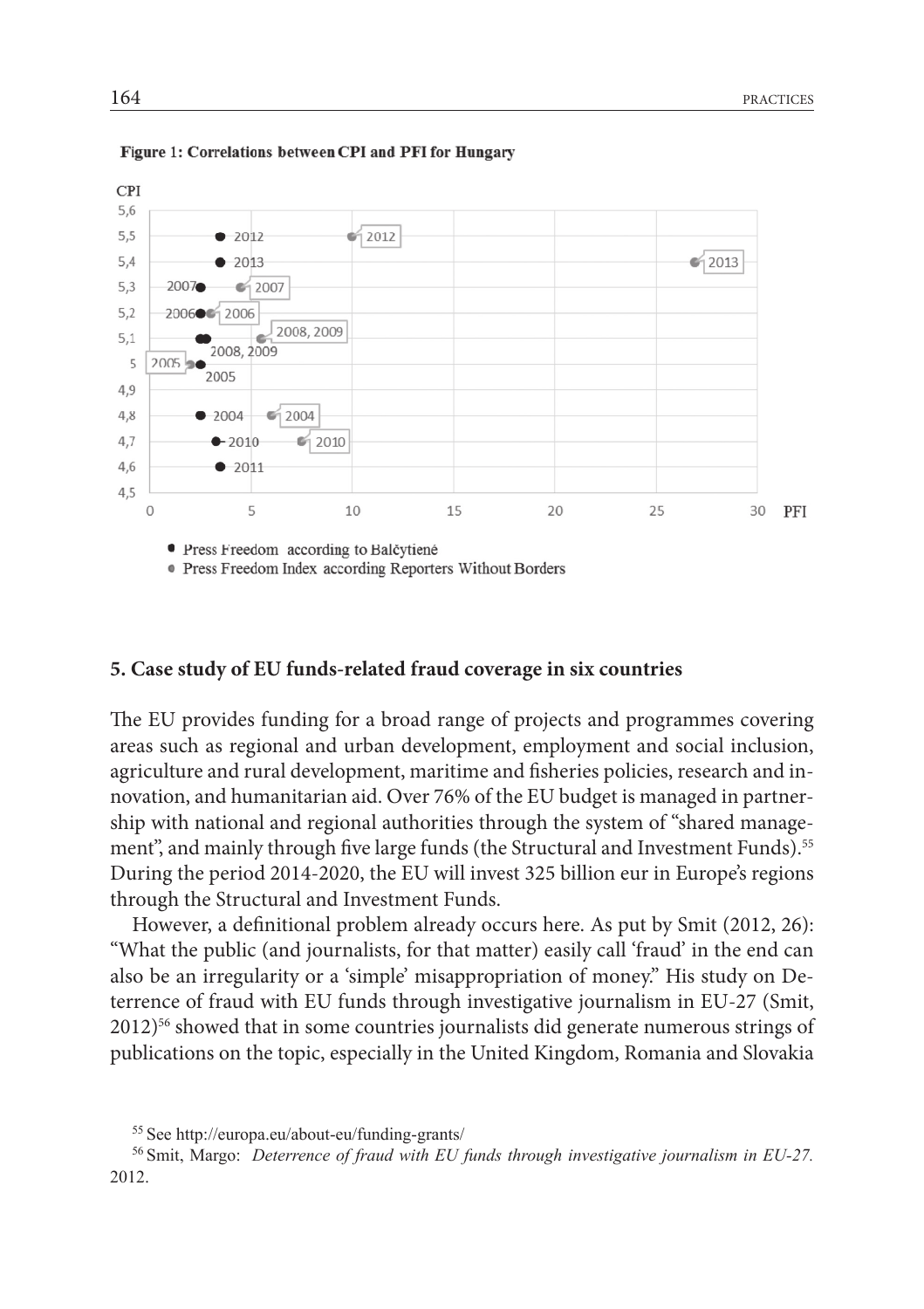**Figure 1: Correlations between CPI and PFI for Hungary**

- Press Freedom according to Balčytienė
- Press Freedom Index according Reporters Without Borders

## 5. Case study of EU funds-related fraud coverage in six countries

The EU provides funding for a broad range of projects and programmes covering areas such as regional and urban development, employment and social inclusion, agriculture and rural development, maritime and fisheries policies, research and innovation, and humanitarian aid. Over 76% of the EU budget is managed in partnership with national and regional authorities through the system of "shared management", and mainly through five large funds (the Structural and Investment Funds).[55] During the period 2014-2020, the EU will invest 325 billion eur in Europe's regions through the Structural and Investment Funds.

However, a definitional problem already occurs here. As put by Smit (2012, 26): "What the public (and journalists, for that matter) easily call 'fraud' in the end can also be an irregularity or a 'simple' misappropriation of money." His study on Deterrence of fraud with EU funds through investigative journalism in EU-27 (Smit, 2012)[56] showed that in some countries journalists did generate numerous strings of publications on the topic, especially in the United Kingdom, Romania and Slovakia

[55] See http://europa.eu/about-eu/funding-grants/

[56] Smit, Margo: *Deterrence of fraud with EU funds through investigative journalism in EU-27.* 2012.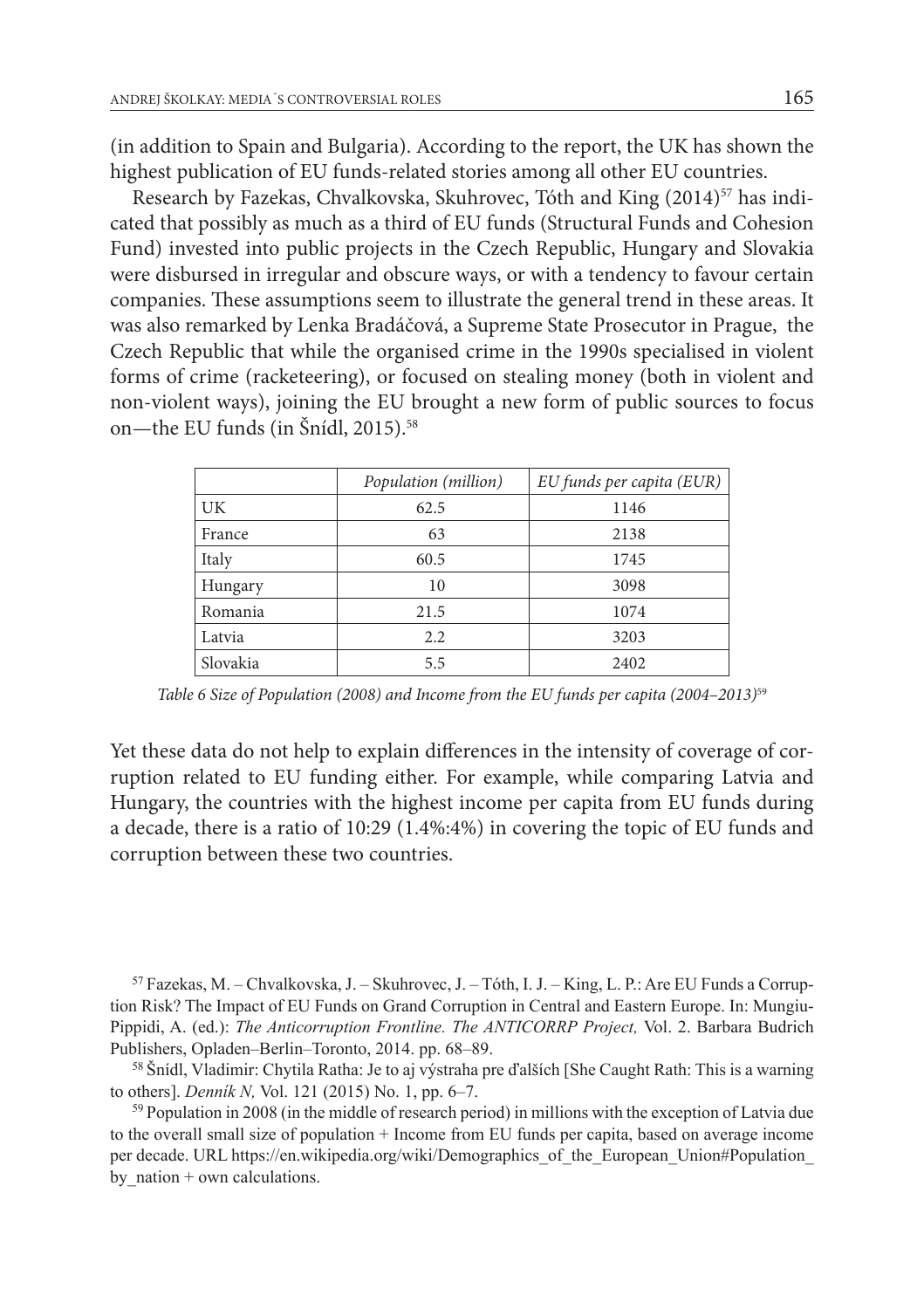(in addition to Spain and Bulgaria). According to the report, the UK has shown the highest publication of EU funds-related stories among all other EU countries.

Research by Fazekas, Chvalkovska, Skuhrovec, Tóth and King (2014)[57] has indicated that possibly as much as a third of EU funds (Structural Funds and Cohesion Fund) invested into public projects in the Czech Republic, Hungary and Slovakia were disbursed in irregular and obscure ways, or with a tendency to favour certain companies. These assumptions seem to illustrate the general trend in these areas. It was also remarked by Lenka Bradáčová, a Supreme State Prosecutor in Prague, the Czech Republic that while the organised crime in the 1990s specialised in violent forms of crime (racketeering), or focused on stealing money (both in violent and non-violent ways), joining the EU brought a new form of public sources to focus on—the EU funds (in Šnídl, 2015).[58]

| | *Population (million)* | *EU funds per capita (EUR)* |
|---|---|---|
| UK | 62.5 | 1146 |
| France | 63 | 2138 |
| Italy | 60.5 | 1745 |
| Hungary | 10 | 3098 |
| Romania | 21.5 | 1074 |
| Latvia | 2.2 | 3203 |
| Slovakia | 5.5 | 2402 |

*Table 6 Size of Population (2008) and Income from the EU funds per capita (2004–2013)*[59]

Yet these data do not help to explain differences in the intensity of coverage of corruption related to EU funding either. For example, while comparing Latvia and Hungary, the countries with the highest income per capita from EU funds during a decade, there is a ratio of 10:29 (1.4%:4%) in covering the topic of EU funds and corruption between these two countries.

[57] Fazekas, M. – Chvalkovska, J. – Skuhrovec, J. – Tóth, I. J. – King, L. P.: Are EU Funds a Corruption Risk? The Impact of EU Funds on Grand Corruption in Central and Eastern Europe. In: Mungiu-Pippidi, A. (ed.): *The Anticorruption Frontline. The ANTICORRP Project,* Vol. 2. Barbara Budrich Publishers, Opladen–Berlin–Toronto, 2014. pp. 68–89.

[58] Šnídl, Vladimir: Chytila Ratha: Je to aj výstraha pre ďalších [She Caught Rath: This is a warning to others]. *Denník N,* Vol. 121 (2015) No. 1, pp. 6–7.

[59] Population in 2008 (in the middle of research period) in millions with the exception of Latvia due to the overall small size of population + Income from EU funds per capita, based on average income per decade. URL https://en.wikipedia.org/wiki/Demographics_of_the_European_Union#Population_by_nation + own calculations.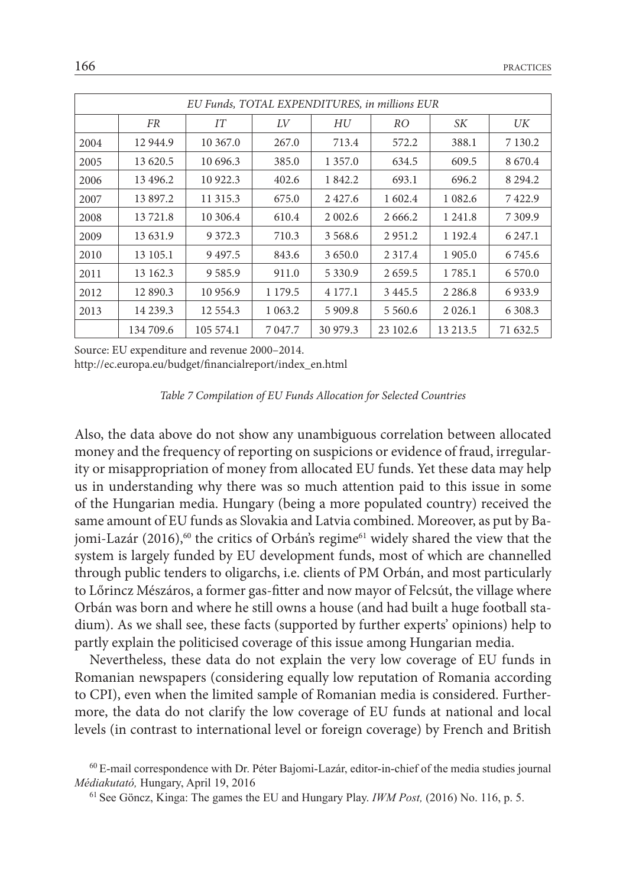| EU Funds, TOTAL EXPENDITURES, in millions EUR | | | | | | | |
|---|---|---|---|---|---|---|---|
| | FR | IT | LV | HU | RO | SK | UK |
| 2004 | 12 944.9 | 10 367.0 | 267.0 | 713.4 | 572.2 | 388.1 | 7 130.2 |
| 2005 | 13 620.5 | 10 696.3 | 385.0 | 1 357.0 | 634.5 | 609.5 | 8 670.4 |
| 2006 | 13 496.2 | 10 922.3 | 402.6 | 1 842.2 | 693.1 | 696.2 | 8 294.2 |
| 2007 | 13 897.2 | 11 315.3 | 675.0 | 2 427.6 | 1 602.4 | 1 082.6 | 7 422.9 |
| 2008 | 13 721.8 | 10 306.4 | 610.4 | 2 002.6 | 2 666.2 | 1 241.8 | 7 309.9 |
| 2009 | 13 631.9 | 9 372.3 | 710.3 | 3 568.6 | 2 951.2 | 1 192.4 | 6 247.1 |
| 2010 | 13 105.1 | 9 497.5 | 843.6 | 3 650.0 | 2 317.4 | 1 905.0 | 6 745.6 |
| 2011 | 13 162.3 | 9 585.9 | 911.0 | 5 330.9 | 2 659.5 | 1 785.1 | 6 570.0 |
| 2012 | 12 890.3 | 10 956.9 | 1 179.5 | 4 177.1 | 3 445.5 | 2 286.8 | 6 933.9 |
| 2013 | 14 239.3 | 12 554.3 | 1 063.2 | 5 909.8 | 5 560.6 | 2 026.1 | 6 308.3 |
| | 134 709.6 | 105 574.1 | 7 047.7 | 30 979.3 | 23 102.6 | 13 213.5 | 71 632.5 |

Source: EU expenditure and revenue 2000–2014.
http://ec.europa.eu/budget/financialreport/index_en.html

*Table 7 Compilation of EU Funds Allocation for Selected Countries*

Also, the data above do not show any unambiguous correlation between allocated money and the frequency of reporting on suspicions or evidence of fraud, irregularity or misappropriation of money from allocated EU funds. Yet these data may help us in understanding why there was so much attention paid to this issue in some of the Hungarian media. Hungary (being a more populated country) received the same amount of EU funds as Slovakia and Latvia combined. Moreover, as put by Bajomi-Lazár (2016),[60] the critics of Orbán's regime[61] widely shared the view that the system is largely funded by EU development funds, most of which are channelled through public tenders to oligarchs, i.e. clients of PM Orbán, and most particularly to Lőrincz Mészáros, a former gas-fitter and now mayor of Felcsút, the village where Orbán was born and where he still owns a house (and had built a huge football stadium). As we shall see, these facts (supported by further experts' opinions) help to partly explain the politicised coverage of this issue among Hungarian media.

Nevertheless, these data do not explain the very low coverage of EU funds in Romanian newspapers (considering equally low reputation of Romania according to CPI), even when the limited sample of Romanian media is considered. Furthermore, the data do not clarify the low coverage of EU funds at national and local levels (in contrast to international level or foreign coverage) by French and British

[60] E-mail correspondence with Dr. Péter Bajomi-Lazár, editor-in-chief of the media studies journal *Médiakutató,* Hungary, April 19, 2016

[61] See Göncz, Kinga: The games the EU and Hungary Play. *IWM Post,* (2016) No. 116, p. 5.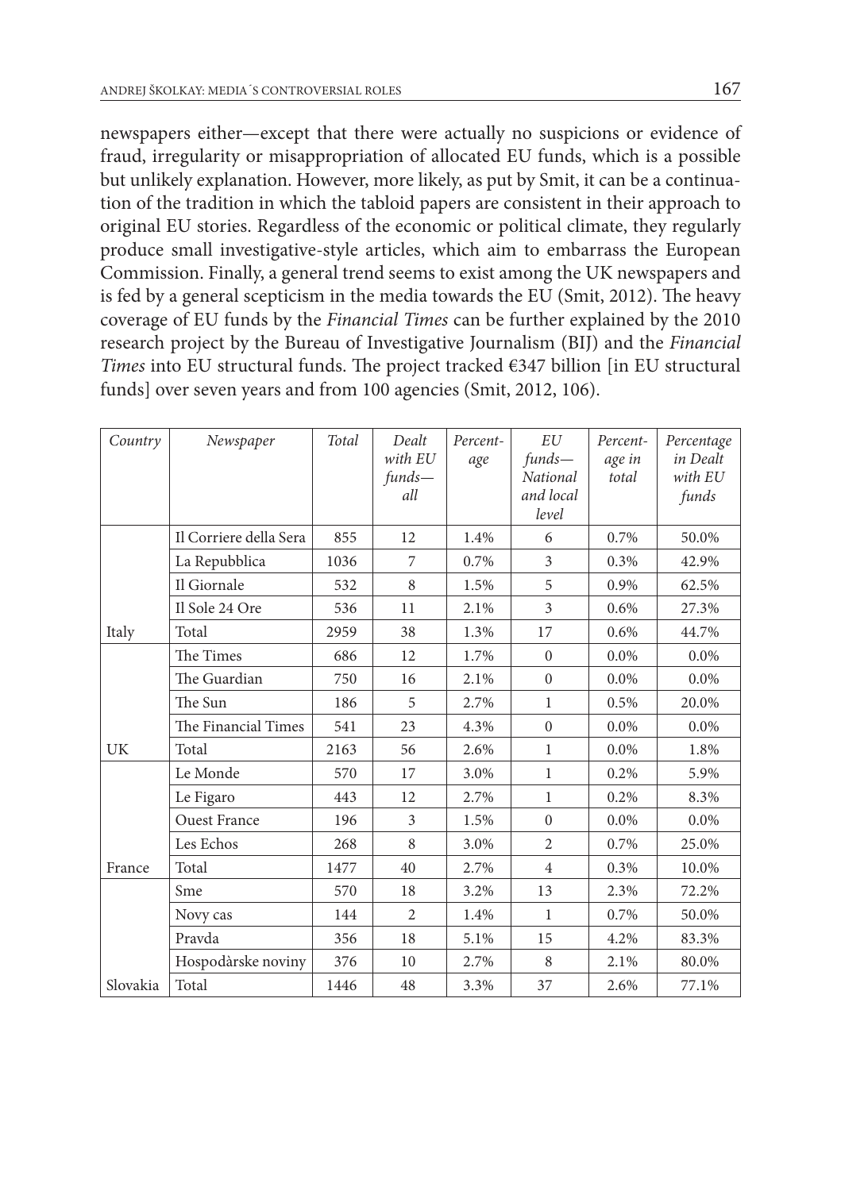newspapers either—except that there were actually no suspicions or evidence of fraud, irregularity or misappropriation of allocated EU funds, which is a possible but unlikely explanation. However, more likely, as put by Smit, it can be a continuation of the tradition in which the tabloid papers are consistent in their approach to original EU stories. Regardless of the economic or political climate, they regularly produce small investigative-style articles, which aim to embarrass the European Commission. Finally, a general trend seems to exist among the UK newspapers and is fed by a general scepticism in the media towards the EU (Smit, 2012). The heavy coverage of EU funds by the *Financial Times* can be further explained by the 2010 research project by the Bureau of Investigative Journalism (BIJ) and the *Financial Times* into EU structural funds. The project tracked €347 billion [in EU structural funds] over seven years and from 100 agencies (Smit, 2012, 106).

| *Country* | *Newspaper* | *Total* | *Dealt with EU funds—all* | *Percentage* | *EU funds—National and local level* | *Percentage in total* | *Percentage in Dealt with EU funds* |
|---|---|---|---|---|---|---|---|
| | Il Corriere della Sera | 855 | 12 | 1.4% | 6 | 0.7% | 50.0% |
| | La Repubblica | 1036 | 7 | 0.7% | 3 | 0.3% | 42.9% |
| | Il Giornale | 532 | 8 | 1.5% | 5 | 0.9% | 62.5% |
| | Il Sole 24 Ore | 536 | 11 | 2.1% | 3 | 0.6% | 27.3% |
| Italy | Total | 2959 | 38 | 1.3% | 17 | 0.6% | 44.7% |
| | The Times | 686 | 12 | 1.7% | 0 | 0.0% | 0.0% |
| | The Guardian | 750 | 16 | 2.1% | 0 | 0.0% | 0.0% |
| | The Sun | 186 | 5 | 2.7% | 1 | 0.5% | 20.0% |
| | The Financial Times | 541 | 23 | 4.3% | 0 | 0.0% | 0.0% |
| UK | Total | 2163 | 56 | 2.6% | 1 | 0.0% | 1.8% |
| | Le Monde | 570 | 17 | 3.0% | 1 | 0.2% | 5.9% |
| | Le Figaro | 443 | 12 | 2.7% | 1 | 0.2% | 8.3% |
| | Ouest France | 196 | 3 | 1.5% | 0 | 0.0% | 0.0% |
| | Les Echos | 268 | 8 | 3.0% | 2 | 0.7% | 25.0% |
| France | Total | 1477 | 40 | 2.7% | 4 | 0.3% | 10.0% |
| | Sme | 570 | 18 | 3.2% | 13 | 2.3% | 72.2% |
| | Novy cas | 144 | 2 | 1.4% | 1 | 0.7% | 50.0% |
| | Pravda | 356 | 18 | 5.1% | 15 | 4.2% | 83.3% |
| | Hospodàrske noviny | 376 | 10 | 2.7% | 8 | 2.1% | 80.0% |
| Slovakia | Total | 1446 | 48 | 3.3% | 37 | 2.6% | 77.1% |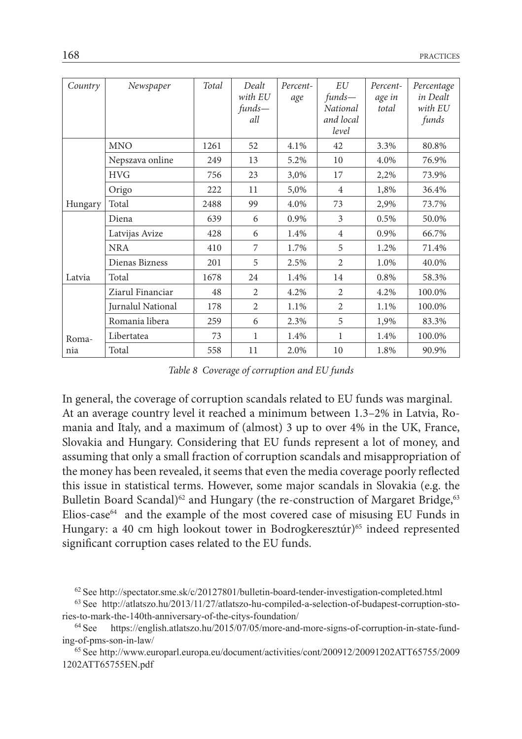| *Country* | *Newspaper* | *Total* | *Dealt with EU funds—all* | *Percent-age* | *EU funds—National and local level* | *Percent-age in total* | *Percentage in Dealt with EU funds* |
|---|---|---|---|---|---|---|---|
| | MNO | 1261 | 52 | 4.1% | 42 | 3.3% | 80.8% |
| | Nepszava online | 249 | 13 | 5.2% | 10 | 4.0% | 76.9% |
| | HVG | 756 | 23 | 3,0% | 17 | 2,2% | 73.9% |
| | Origo | 222 | 11 | 5,0% | 4 | 1,8% | 36.4% |
| Hungary | Total | 2488 | 99 | 4.0% | 73 | 2,9% | 73.7% |
| | Diena | 639 | 6 | 0.9% | 3 | 0.5% | 50.0% |
| | Latvijas Avize | 428 | 6 | 1.4% | 4 | 0.9% | 66.7% |
| | NRA | 410 | 7 | 1.7% | 5 | 1.2% | 71.4% |
| | Dienas Bizness | 201 | 5 | 2.5% | 2 | 1.0% | 40.0% |
| Latvia | Total | 1678 | 24 | 1.4% | 14 | 0.8% | 58.3% |
| | Ziarul Financiar | 48 | 2 | 4.2% | 2 | 4.2% | 100.0% |
| | Jurnalul National | 178 | 2 | 1.1% | 2 | 1.1% | 100.0% |
| | Romania libera | 259 | 6 | 2.3% | 5 | 1,9% | 83.3% |
| | Libertatea | 73 | 1 | 1.4% | 1 | 1.4% | 100.0% |
| Romania | Total | 558 | 11 | 2.0% | 10 | 1.8% | 90.9% |

*Table 8 Coverage of corruption and EU funds*

In general, the coverage of corruption scandals related to EU funds was marginal. At an average country level it reached a minimum between 1.3–2% in Latvia, Romania and Italy, and a maximum of (almost) 3 up to over 4% in the UK, France, Slovakia and Hungary. Considering that EU funds represent a lot of money, and assuming that only a small fraction of corruption scandals and misappropriation of the money has been revealed, it seems that even the media coverage poorly reflected this issue in statistical terms. However, some major scandals in Slovakia (e.g. the Bulletin Board Scandal)[62] and Hungary (the re-construction of Margaret Bridge,[63] Elios-case[64] and the example of the most covered case of misusing EU Funds in Hungary: a 40 cm high lookout tower in Bodrogkeresztúr)[65] indeed represented significant corruption cases related to the EU funds.

[62] See http://spectator.sme.sk/c/20127801/bulletin-board-tender-investigation-completed.html

[63] See http://atlatszo.hu/2013/11/27/atlatszo-hu-compiled-a-selection-of-budapest-corruption-stories-to-mark-the-140th-anniversary-of-the-citys-foundation/

[64] See https://english.atlatszo.hu/2015/07/05/more-and-more-signs-of-corruption-in-state-funding-of-pms-son-in-law/

[65] See http://www.europarl.europa.eu/document/activities/cont/200912/20091202ATT65755/20091202ATT65755EN.pdf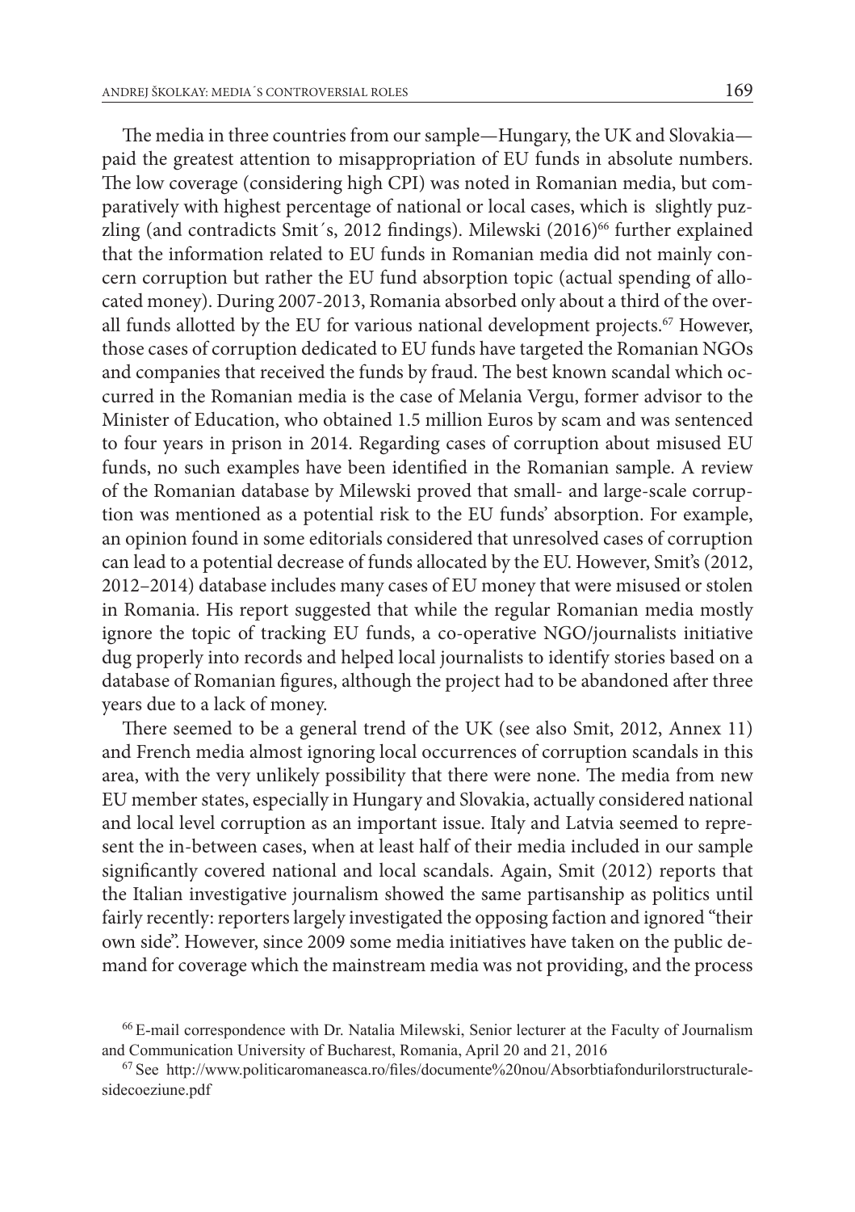The media in three countries from our sample—Hungary, the UK and Slovakia—paid the greatest attention to misappropriation of EU funds in absolute numbers. The low coverage (considering high CPI) was noted in Romanian media, but comparatively with highest percentage of national or local cases, which is slightly puzzling (and contradicts Smit´s, 2012 findings). Milewski (2016)[66] further explained that the information related to EU funds in Romanian media did not mainly concern corruption but rather the EU fund absorption topic (actual spending of allocated money). During 2007-2013, Romania absorbed only about a third of the overall funds allotted by the EU for various national development projects.[67] However, those cases of corruption dedicated to EU funds have targeted the Romanian NGOs and companies that received the funds by fraud. The best known scandal which occurred in the Romanian media is the case of Melania Vergu, former advisor to the Minister of Education, who obtained 1.5 million Euros by scam and was sentenced to four years in prison in 2014. Regarding cases of corruption about misused EU funds, no such examples have been identified in the Romanian sample. A review of the Romanian database by Milewski proved that small- and large-scale corruption was mentioned as a potential risk to the EU funds' absorption. For example, an opinion found in some editorials considered that unresolved cases of corruption can lead to a potential decrease of funds allocated by the EU. However, Smit's (2012, 2012–2014) database includes many cases of EU money that were misused or stolen in Romania. His report suggested that while the regular Romanian media mostly ignore the topic of tracking EU funds, a co-operative NGO/journalists initiative dug properly into records and helped local journalists to identify stories based on a database of Romanian figures, although the project had to be abandoned after three years due to a lack of money.

There seemed to be a general trend of the UK (see also Smit, 2012, Annex 11) and French media almost ignoring local occurrences of corruption scandals in this area, with the very unlikely possibility that there were none. The media from new EU member states, especially in Hungary and Slovakia, actually considered national and local level corruption as an important issue. Italy and Latvia seemed to represent the in-between cases, when at least half of their media included in our sample significantly covered national and local scandals. Again, Smit (2012) reports that the Italian investigative journalism showed the same partisanship as politics until fairly recently: reporters largely investigated the opposing faction and ignored "their own side". However, since 2009 some media initiatives have taken on the public demand for coverage which the mainstream media was not providing, and the process

[66] E-mail correspondence with Dr. Natalia Milewski, Senior lecturer at the Faculty of Journalism and Communication University of Bucharest, Romania, April 20 and 21, 2016

[67] See http://www.politicaromaneasca.ro/files/documente%20nou/Absorbtiafondurilorstructuralesidecoeziune.pdf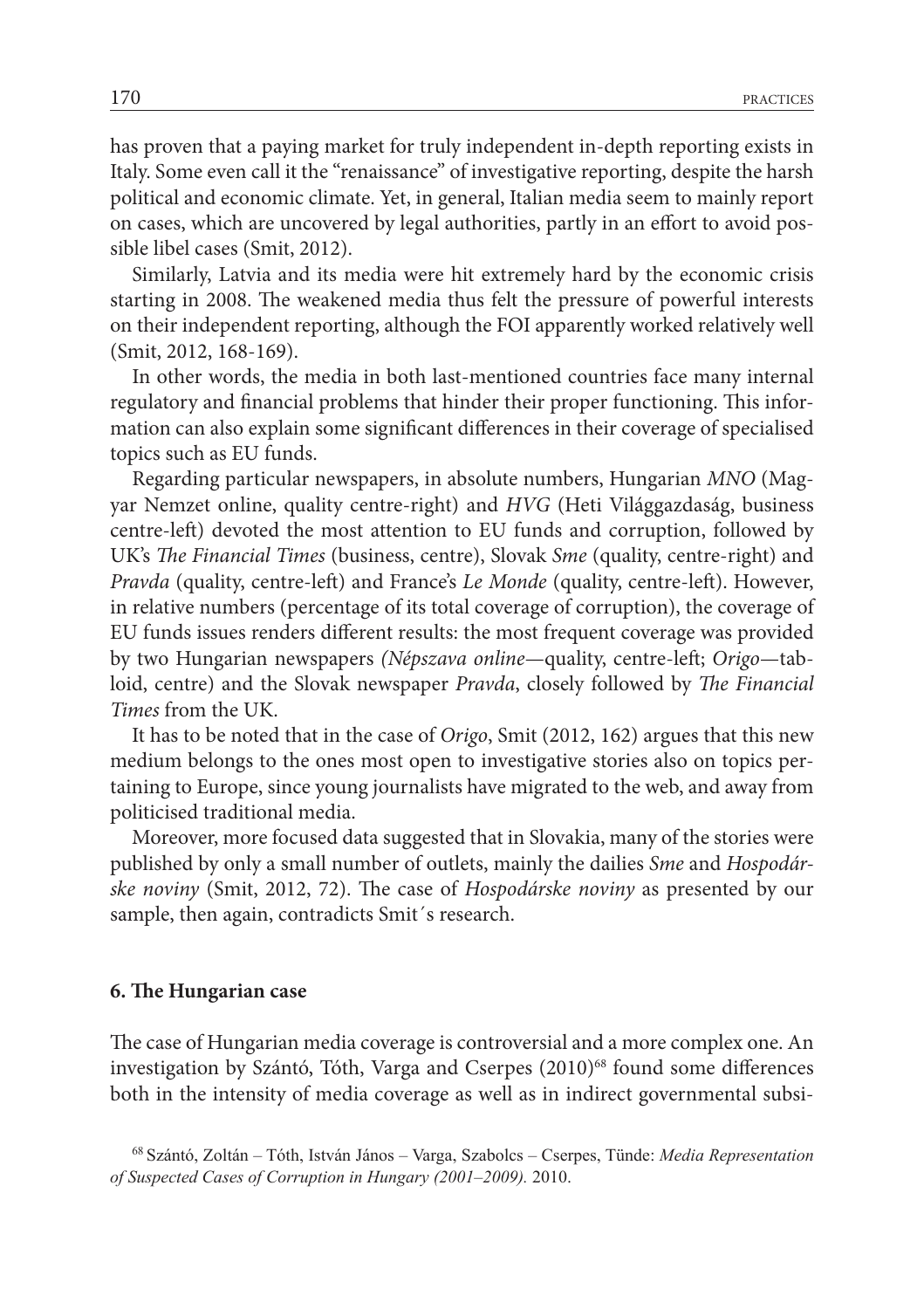has proven that a paying market for truly independent in-depth reporting exists in Italy. Some even call it the "renaissance" of investigative reporting, despite the harsh political and economic climate. Yet, in general, Italian media seem to mainly report on cases, which are uncovered by legal authorities, partly in an effort to avoid possible libel cases (Smit, 2012).

Similarly, Latvia and its media were hit extremely hard by the economic crisis starting in 2008. The weakened media thus felt the pressure of powerful interests on their independent reporting, although the FOI apparently worked relatively well (Smit, 2012, 168-169).

In other words, the media in both last-mentioned countries face many internal regulatory and financial problems that hinder their proper functioning. This information can also explain some significant differences in their coverage of specialised topics such as EU funds.

Regarding particular newspapers, in absolute numbers, Hungarian *MNO* (Magyar Nemzet online, quality centre-right) and *HVG* (Heti Világgazdaság, business centre-left) devoted the most attention to EU funds and corruption, followed by UK's *The Financial Times* (business, centre), Slovak *Sme* (quality, centre-right) and *Pravda* (quality, centre-left) and France's *Le Monde* (quality, centre-left). However, in relative numbers (percentage of its total coverage of corruption), the coverage of EU funds issues renders different results: the most frequent coverage was provided by two Hungarian newspapers *(Népszava online*—quality, centre-left; *Origo*—tabloid, centre) and the Slovak newspaper *Pravda*, closely followed by *The Financial Times* from the UK.

It has to be noted that in the case of *Origo*, Smit (2012, 162) argues that this new medium belongs to the ones most open to investigative stories also on topics pertaining to Europe, since young journalists have migrated to the web, and away from politicised traditional media.

Moreover, more focused data suggested that in Slovakia, many of the stories were published by only a small number of outlets, mainly the dailies *Sme* and *Hospodárske noviny* (Smit, 2012, 72). The case of *Hospodárske noviny* as presented by our sample, then again, contradicts Smit´s research.

## 6. The Hungarian case

The case of Hungarian media coverage is controversial and a more complex one. An investigation by Szántó, Tóth, Varga and Cserpes (2010)[68] found some differences both in the intensity of media coverage as well as in indirect governmental subsi-

[68] Szántó, Zoltán – Tóth, István János – Varga, Szabolcs – Cserpes, Tünde: *Media Representation of Suspected Cases of Corruption in Hungary (2001–2009).* 2010.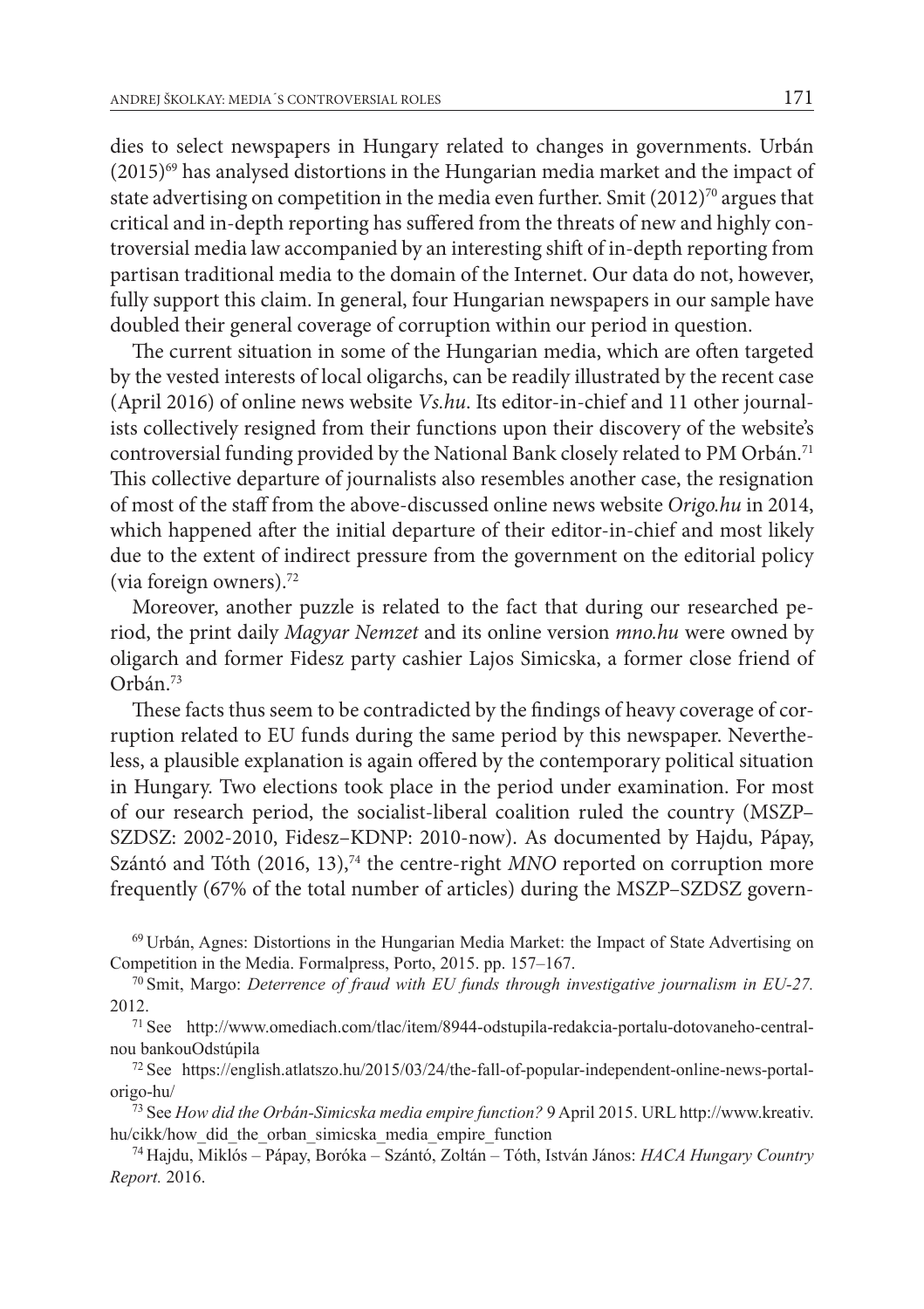dies to select newspapers in Hungary related to changes in governments. Urbán (2015)[69] has analysed distortions in the Hungarian media market and the impact of state advertising on competition in the media even further. Smit (2012)[70] argues that critical and in-depth reporting has suffered from the threats of new and highly controversial media law accompanied by an interesting shift of in-depth reporting from partisan traditional media to the domain of the Internet. Our data do not, however, fully support this claim. In general, four Hungarian newspapers in our sample have doubled their general coverage of corruption within our period in question.

The current situation in some of the Hungarian media, which are often targeted by the vested interests of local oligarchs, can be readily illustrated by the recent case (April 2016) of online news website *Vs.hu*. Its editor-in-chief and 11 other journalists collectively resigned from their functions upon their discovery of the website's controversial funding provided by the National Bank closely related to PM Orbán.[71] This collective departure of journalists also resembles another case, the resignation of most of the staff from the above-discussed online news website *Origo.hu* in 2014, which happened after the initial departure of their editor-in-chief and most likely due to the extent of indirect pressure from the government on the editorial policy (via foreign owners).[72]

Moreover, another puzzle is related to the fact that during our researched period, the print daily *Magyar Nemzet* and its online version *mno.hu* were owned by oligarch and former Fidesz party cashier Lajos Simicska, a former close friend of Orbán.[73]

These facts thus seem to be contradicted by the findings of heavy coverage of corruption related to EU funds during the same period by this newspaper. Nevertheless, a plausible explanation is again offered by the contemporary political situation in Hungary. Two elections took place in the period under examination. For most of our research period, the socialist-liberal coalition ruled the country (MSZP–SZDSZ: 2002-2010, Fidesz–KDNP: 2010-now). As documented by Hajdu, Pápay, Szántó and Tóth (2016, 13),[74] the centre-right *MNO* reported on corruption more frequently (67% of the total number of articles) during the MSZP–SZDSZ govern-

---

[69] Urbán, Agnes: Distortions in the Hungarian Media Market: the Impact of State Advertising on Competition in the Media. Formalpress, Porto, 2015. pp. 157–167.

[70] Smit, Margo: *Deterrence of fraud with EU funds through investigative journalism in EU-27.* 2012.

[71] See http://www.omediach.com/tlac/item/8944-odstupila-redakcia-portalu-dotovaneho-centralnou bankouOdstúpila

[72] See https://english.atlatszo.hu/2015/03/24/the-fall-of-popular-independent-online-news-portal-origo-hu/

[73] See *How did the Orbán-Simicska media empire function?* 9 April 2015. URL http://www.kreativ.hu/cikk/how_did_the_orban_simicska_media_empire_function

[74] Hajdu, Miklós – Pápay, Boróka – Szántó, Zoltán – Tóth, István János: *HACA Hungary Country Report.* 2016.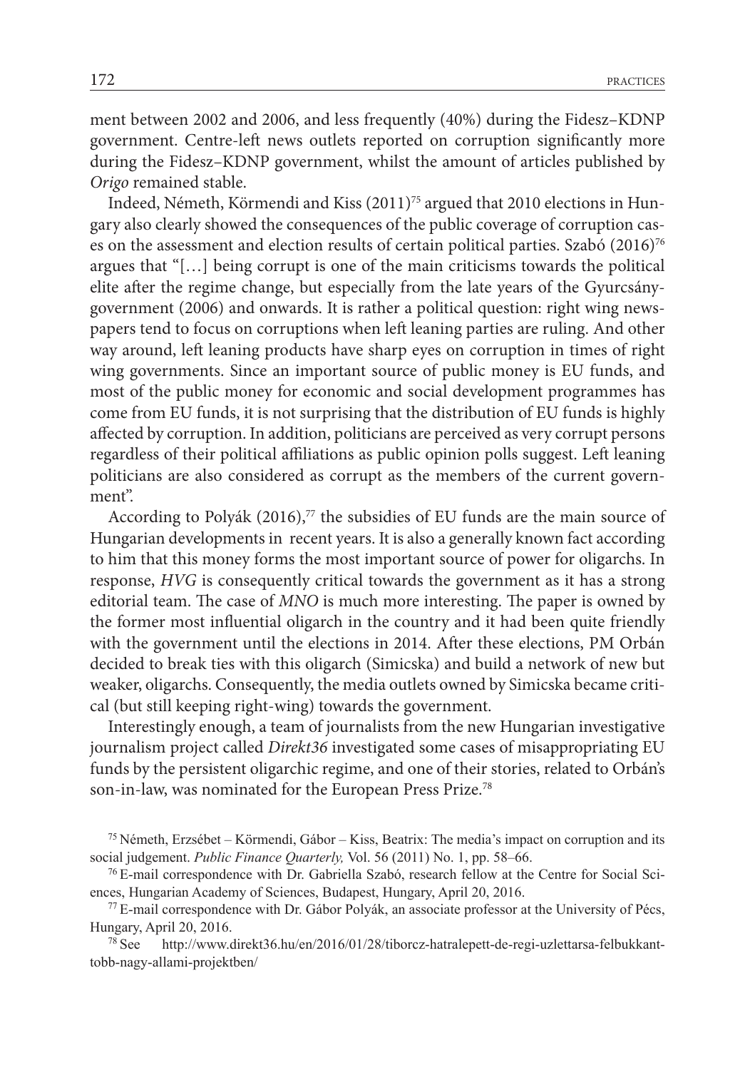ment between 2002 and 2006, and less frequently (40%) during the Fidesz–KDNP government. Centre-left news outlets reported on corruption significantly more during the Fidesz–KDNP government, whilst the amount of articles published by *Origo* remained stable.

Indeed, Németh, Körmendi and Kiss (2011)[75] argued that 2010 elections in Hungary also clearly showed the consequences of the public coverage of corruption cases on the assessment and election results of certain political parties. Szabó (2016)[76] argues that "[…] being corrupt is one of the main criticisms towards the political elite after the regime change, but especially from the late years of the Gyurcsány-government (2006) and onwards. It is rather a political question: right wing newspapers tend to focus on corruptions when left leaning parties are ruling. And other way around, left leaning products have sharp eyes on corruption in times of right wing governments. Since an important source of public money is EU funds, and most of the public money for economic and social development programmes has come from EU funds, it is not surprising that the distribution of EU funds is highly affected by corruption. In addition, politicians are perceived as very corrupt persons regardless of their political affiliations as public opinion polls suggest. Left leaning politicians are also considered as corrupt as the members of the current government".

According to Polyák (2016),[77] the subsidies of EU funds are the main source of Hungarian developments in recent years. It is also a generally known fact according to him that this money forms the most important source of power for oligarchs. In response, *HVG* is consequently critical towards the government as it has a strong editorial team. The case of *MNO* is much more interesting. The paper is owned by the former most influential oligarch in the country and it had been quite friendly with the government until the elections in 2014. After these elections, PM Orbán decided to break ties with this oligarch (Simicska) and build a network of new but weaker, oligarchs. Consequently, the media outlets owned by Simicska became critical (but still keeping right-wing) towards the government.

Interestingly enough, a team of journalists from the new Hungarian investigative journalism project called *Direkt36* investigated some cases of misappropriating EU funds by the persistent oligarchic regime, and one of their stories, related to Orbán's son-in-law, was nominated for the European Press Prize.[78]

[75] Németh, Erzsébet – Körmendi, Gábor – Kiss, Beatrix: The media's impact on corruption and its social judgement. *Public Finance Quarterly,* Vol. 56 (2011) No. 1, pp. 58–66.

[76] E-mail correspondence with Dr. Gabriella Szabó, research fellow at the Centre for Social Sciences, Hungarian Academy of Sciences, Budapest, Hungary, April 20, 2016.

[77] E-mail correspondence with Dr. Gábor Polyák, an associate professor at the University of Pécs, Hungary, April 20, 2016.

[78] See http://www.direkt36.hu/en/2016/01/28/tiborcz-hatralepett-de-regi-uzlettarsa-felbukkant-tobb-nagy-allami-projektben/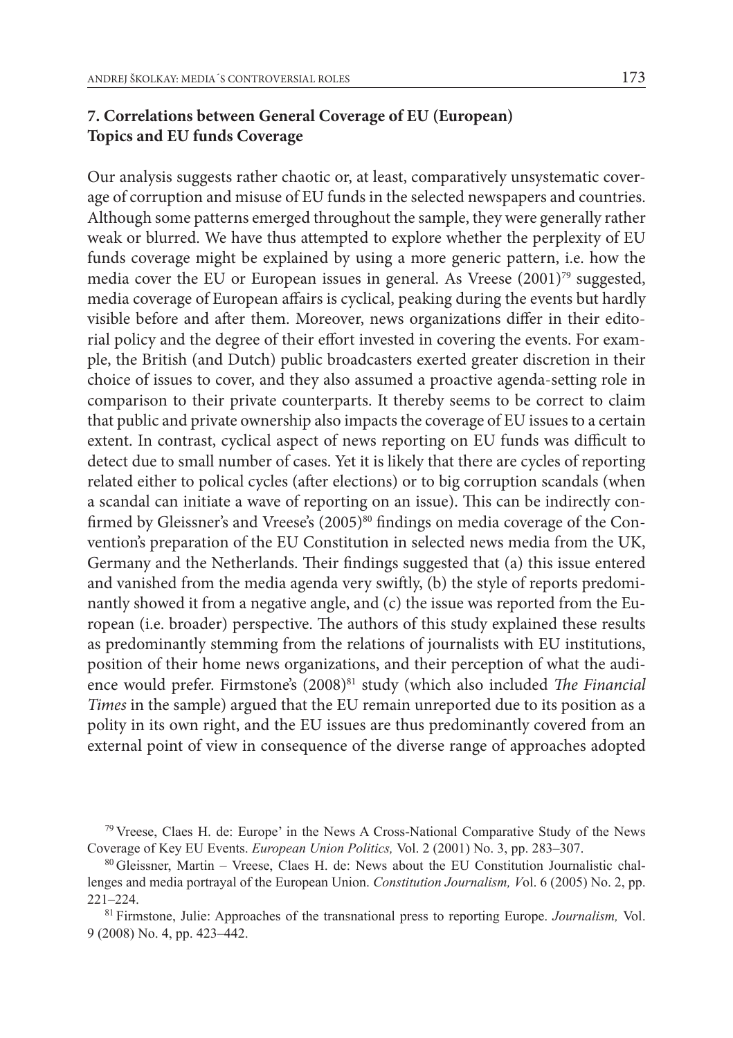## 7. Correlations between General Coverage of EU (European) Topics and EU funds Coverage

Our analysis suggests rather chaotic or, at least, comparatively unsystematic coverage of corruption and misuse of EU funds in the selected newspapers and countries. Although some patterns emerged throughout the sample, they were generally rather weak or blurred. We have thus attempted to explore whether the perplexity of EU funds coverage might be explained by using a more generic pattern, i.e. how the media cover the EU or European issues in general. As Vreese (2001)[79] suggested, media coverage of European affairs is cyclical, peaking during the events but hardly visible before and after them. Moreover, news organizations differ in their editorial policy and the degree of their effort invested in covering the events. For example, the British (and Dutch) public broadcasters exerted greater discretion in their choice of issues to cover, and they also assumed a proactive agenda-setting role in comparison to their private counterparts. It thereby seems to be correct to claim that public and private ownership also impacts the coverage of EU issues to a certain extent. In contrast, cyclical aspect of news reporting on EU funds was difficult to detect due to small number of cases. Yet it is likely that there are cycles of reporting related either to polical cycles (after elections) or to big corruption scandals (when a scandal can initiate a wave of reporting on an issue). This can be indirectly confirmed by Gleissner's and Vreese's (2005)[80] findings on media coverage of the Convention's preparation of the EU Constitution in selected news media from the UK, Germany and the Netherlands. Their findings suggested that (a) this issue entered and vanished from the media agenda very swiftly, (b) the style of reports predominantly showed it from a negative angle, and (c) the issue was reported from the European (i.e. broader) perspective. The authors of this study explained these results as predominantly stemming from the relations of journalists with EU institutions, position of their home news organizations, and their perception of what the audience would prefer. Firmstone's (2008)[81] study (which also included *The Financial Times* in the sample) argued that the EU remain unreported due to its position as a polity in its own right, and the EU issues are thus predominantly covered from an external point of view in consequence of the diverse range of approaches adopted

[79] Vreese, Claes H. de: Europe' in the News A Cross-National Comparative Study of the News Coverage of Key EU Events. *European Union Politics,* Vol. 2 (2001) No. 3, pp. 283–307.

[80] Gleissner, Martin – Vreese, Claes H. de: News about the EU Constitution Journalistic challenges and media portrayal of the European Union. *Constitution Journalism, V*ol. 6 (2005) No. 2, pp. 221–224.

[81] Firmstone, Julie: Approaches of the transnational press to reporting Europe. *Journalism,* Vol. 9 (2008) No. 4, pp. 423–442.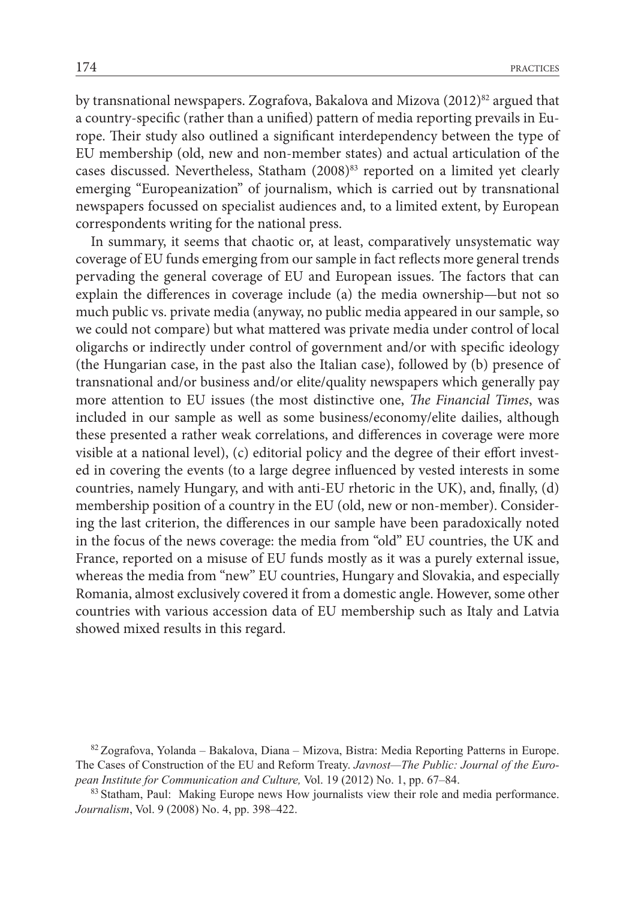by transnational newspapers. Zografova, Bakalova and Mizova (2012)[82] argued that a country-specific (rather than a unified) pattern of media reporting prevails in Europe. Their study also outlined a significant interdependency between the type of EU membership (old, new and non-member states) and actual articulation of the cases discussed. Nevertheless, Statham (2008)[83] reported on a limited yet clearly emerging "Europeanization" of journalism, which is carried out by transnational newspapers focussed on specialist audiences and, to a limited extent, by European correspondents writing for the national press.

In summary, it seems that chaotic or, at least, comparatively unsystematic way coverage of EU funds emerging from our sample in fact reflects more general trends pervading the general coverage of EU and European issues. The factors that can explain the differences in coverage include (a) the media ownership—but not so much public vs. private media (anyway, no public media appeared in our sample, so we could not compare) but what mattered was private media under control of local oligarchs or indirectly under control of government and/or with specific ideology (the Hungarian case, in the past also the Italian case), followed by (b) presence of transnational and/or business and/or elite/quality newspapers which generally pay more attention to EU issues (the most distinctive one, *The Financial Times*, was included in our sample as well as some business/economy/elite dailies, although these presented a rather weak correlations, and differences in coverage were more visible at a national level), (c) editorial policy and the degree of their effort invested in covering the events (to a large degree influenced by vested interests in some countries, namely Hungary, and with anti-EU rhetoric in the UK), and, finally, (d) membership position of a country in the EU (old, new or non-member). Considering the last criterion, the differences in our sample have been paradoxically noted in the focus of the news coverage: the media from "old" EU countries, the UK and France, reported on a misuse of EU funds mostly as it was a purely external issue, whereas the media from "new" EU countries, Hungary and Slovakia, and especially Romania, almost exclusively covered it from a domestic angle. However, some other countries with various accession data of EU membership such as Italy and Latvia showed mixed results in this regard.

---

[82] Zografova, Yolanda – Bakalova, Diana – Mizova, Bistra: Media Reporting Patterns in Europe. The Cases of Construction of the EU and Reform Treaty. *Javnost—The Public: Journal of the European Institute for Communication and Culture,* Vol. 19 (2012) No. 1, pp. 67–84.

[83] Statham, Paul: Making Europe news How journalists view their role and media performance. *Journalism*, Vol. 9 (2008) No. 4, pp. 398–422.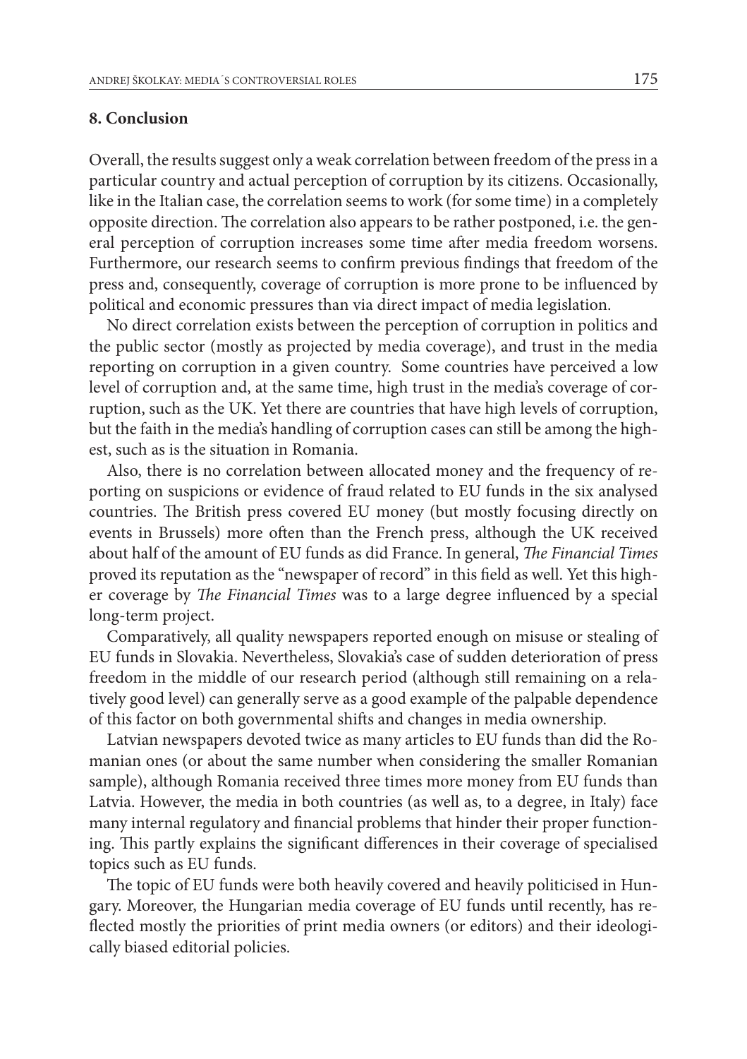## 8. Conclusion

Overall, the results suggest only a weak correlation between freedom of the press in a particular country and actual perception of corruption by its citizens. Occasionally, like in the Italian case, the correlation seems to work (for some time) in a completely opposite direction. The correlation also appears to be rather postponed, i.e. the general perception of corruption increases some time after media freedom worsens. Furthermore, our research seems to confirm previous findings that freedom of the press and, consequently, coverage of corruption is more prone to be influenced by political and economic pressures than via direct impact of media legislation.

No direct correlation exists between the perception of corruption in politics and the public sector (mostly as projected by media coverage), and trust in the media reporting on corruption in a given country. Some countries have perceived a low level of corruption and, at the same time, high trust in the media's coverage of corruption, such as the UK. Yet there are countries that have high levels of corruption, but the faith in the media's handling of corruption cases can still be among the highest, such as is the situation in Romania.

Also, there is no correlation between allocated money and the frequency of reporting on suspicions or evidence of fraud related to EU funds in the six analysed countries. The British press covered EU money (but mostly focusing directly on events in Brussels) more often than the French press, although the UK received about half of the amount of EU funds as did France. In general, *The Financial Times* proved its reputation as the "newspaper of record" in this field as well. Yet this higher coverage by *The Financial Times* was to a large degree influenced by a special long-term project.

Comparatively, all quality newspapers reported enough on misuse or stealing of EU funds in Slovakia. Nevertheless, Slovakia's case of sudden deterioration of press freedom in the middle of our research period (although still remaining on a relatively good level) can generally serve as a good example of the palpable dependence of this factor on both governmental shifts and changes in media ownership.

Latvian newspapers devoted twice as many articles to EU funds than did the Romanian ones (or about the same number when considering the smaller Romanian sample), although Romania received three times more money from EU funds than Latvia. However, the media in both countries (as well as, to a degree, in Italy) face many internal regulatory and financial problems that hinder their proper functioning. This partly explains the significant differences in their coverage of specialised topics such as EU funds.

The topic of EU funds were both heavily covered and heavily politicised in Hungary. Moreover, the Hungarian media coverage of EU funds until recently, has reflected mostly the priorities of print media owners (or editors) and their ideologically biased editorial policies.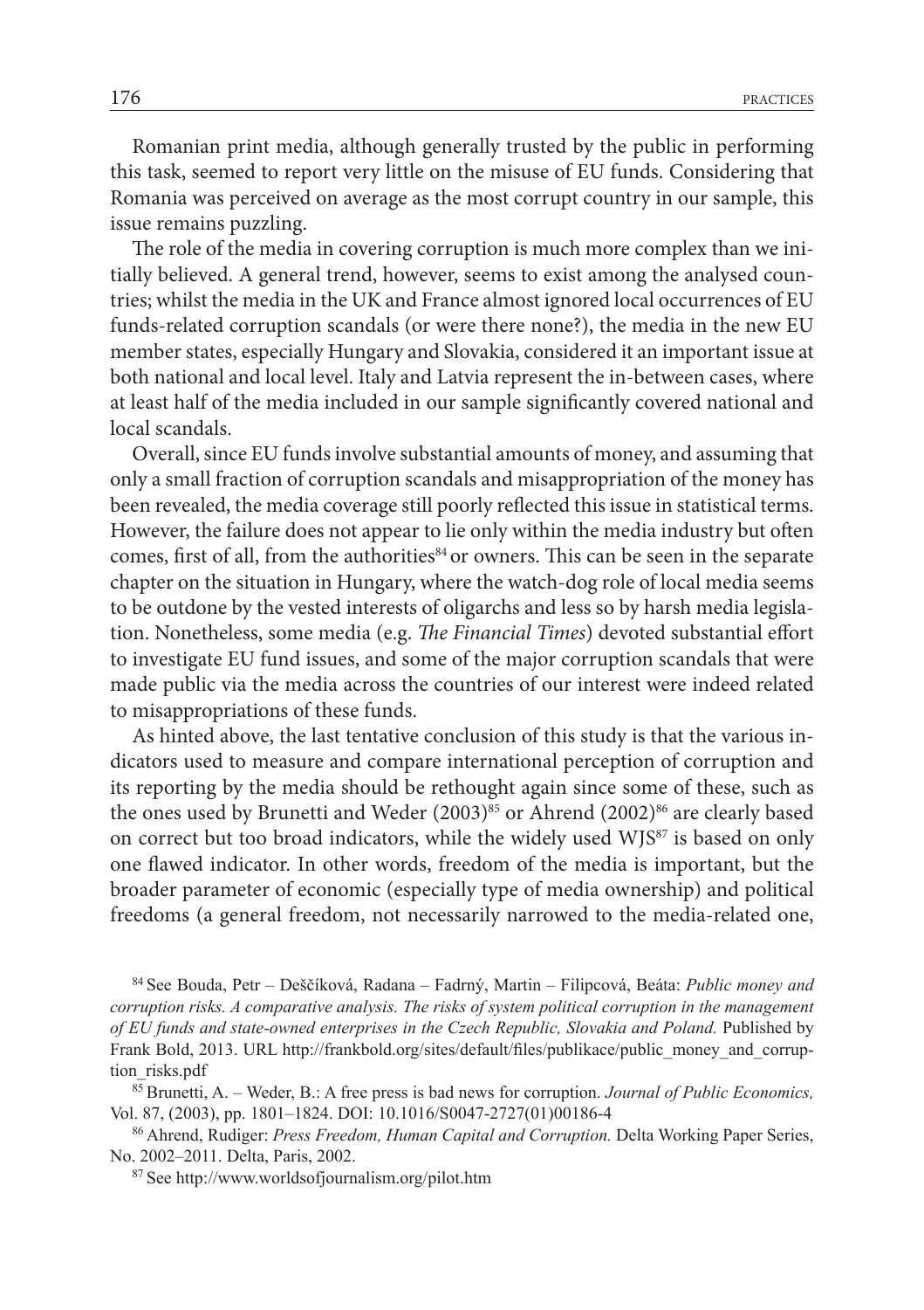Romanian print media, although generally trusted by the public in performing this task, seemed to report very little on the misuse of EU funds. Considering that Romania was perceived on average as the most corrupt country in our sample, this issue remains puzzling.

The role of the media in covering corruption is much more complex than we initially believed. A general trend, however, seems to exist among the analysed countries; whilst the media in the UK and France almost ignored local occurrences of EU funds-related corruption scandals (or were there none?), the media in the new EU member states, especially Hungary and Slovakia, considered it an important issue at both national and local level. Italy and Latvia represent the in-between cases, where at least half of the media included in our sample significantly covered national and local scandals.

Overall, since EU funds involve substantial amounts of money, and assuming that only a small fraction of corruption scandals and misappropriation of the money has been revealed, the media coverage still poorly reflected this issue in statistical terms. However, the failure does not appear to lie only within the media industry but often comes, first of all, from the authorities[84] or owners. This can be seen in the separate chapter on the situation in Hungary, where the watch-dog role of local media seems to be outdone by the vested interests of oligarchs and less so by harsh media legislation. Nonetheless, some media (e.g. *The Financial Times*) devoted substantial effort to investigate EU fund issues, and some of the major corruption scandals that were made public via the media across the countries of our interest were indeed related to misappropriations of these funds.

As hinted above, the last tentative conclusion of this study is that the various indicators used to measure and compare international perception of corruption and its reporting by the media should be rethought again since some of these, such as the ones used by Brunetti and Weder (2003)[85] or Ahrend (2002)[86] are clearly based on correct but too broad indicators, while the widely used WJS[87] is based on only one flawed indicator. In other words, freedom of the media is important, but the broader parameter of economic (especially type of media ownership) and political freedoms (a general freedom, not necessarily narrowed to the media-related one,

[84] See Bouda, Petr – Deščíková, Radana – Fadrný, Martin – Filipcová, Beáta: *Public money and corruption risks. A comparative analysis. The risks of system political corruption in the management of EU funds and state-owned enterprises in the Czech Republic, Slovakia and Poland.* Published by Frank Bold, 2013. URL http://frankbold.org/sites/default/files/publikace/public_money_and_corruption_risks.pdf

[85] Brunetti, A. – Weder, B.: A free press is bad news for corruption. *Journal of Public Economics,* Vol. 87, (2003), pp. 1801–1824. DOI: 10.1016/S0047-2727(01)00186-4

[86] Ahrend, Rudiger: *Press Freedom, Human Capital and Corruption.* Delta Working Paper Series, No. 2002–2011. Delta, Paris, 2002.

[87] See http://www.worldsofjournalism.org/pilot.htm